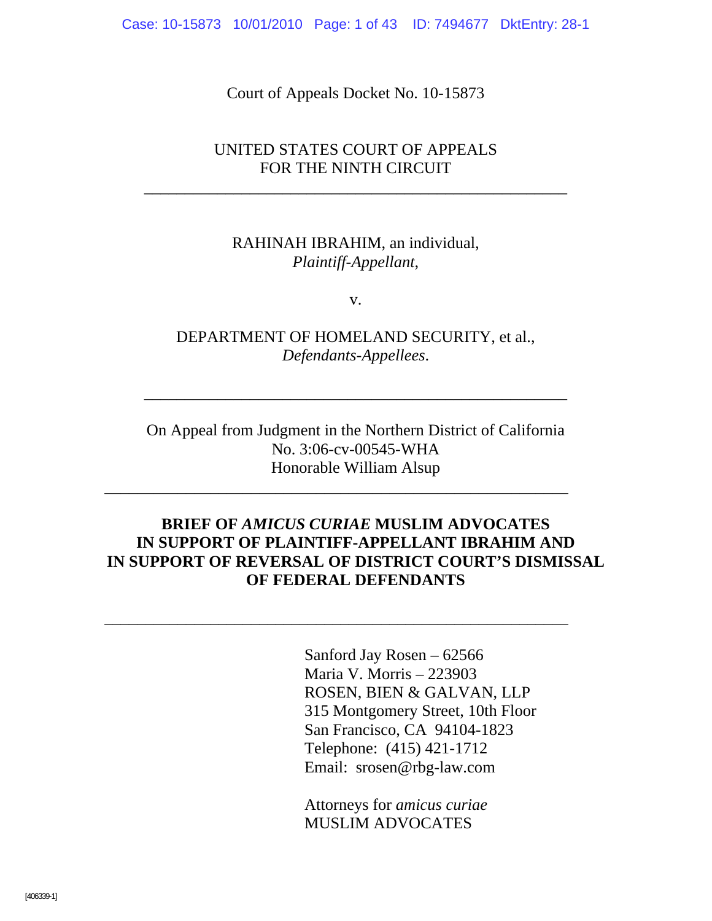Court of Appeals Docket No. 10-15873

UNITED STATES COURT OF APPEALS
FOR THE NINTH CIRCUIT

---

RAHINAH IBRAHIM, an individual,
*Plaintiff-Appellant,*

v.

DEPARTMENT OF HOMELAND SECURITY, et al.,
*Defendants-Appellees.*

---

On Appeal from Judgment in the Northern District of California
No. 3:06-cv-00545-WHA
Honorable William Alsup

---

**BRIEF OF *AMICUS CURIAE* MUSLIM ADVOCATES IN SUPPORT OF PLAINTIFF-APPELLANT IBRAHIM AND IN SUPPORT OF REVERSAL OF DISTRICT COURT'S DISMISSAL OF FEDERAL DEFENDANTS**

---

Sanford Jay Rosen – 62566
Maria V. Morris – 223903
ROSEN, BIEN & GALVAN, LLP
315 Montgomery Street, 10th Floor
San Francisco, CA 94104-1823
Telephone: (415) 421-1712
Email: srosen@rbg-law.com

Attorneys for *amicus curiae*
MUSLIM ADVOCATES

[406339-1]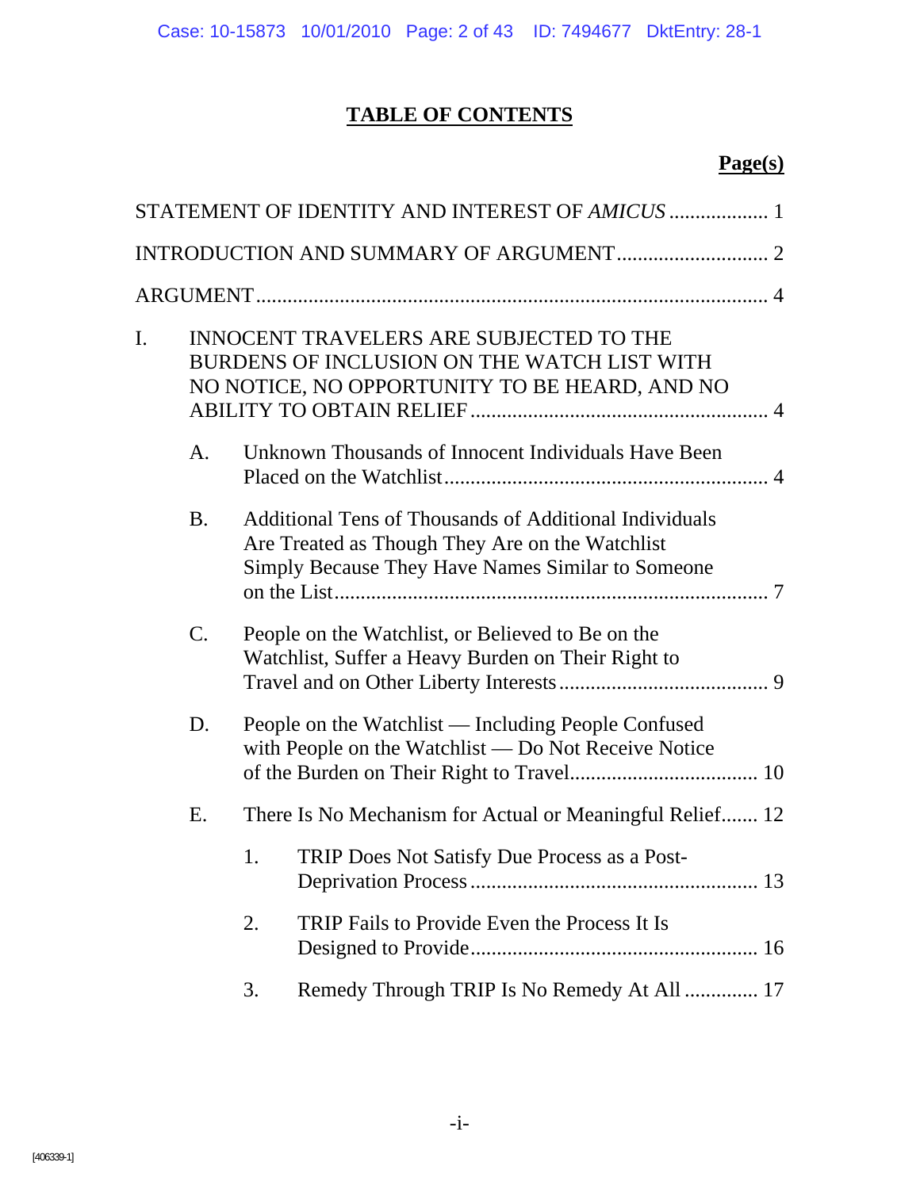# TABLE OF CONTENTS

**Page(s)**

STATEMENT OF IDENTITY AND INTEREST OF *AMICUS* .................. 1

INTRODUCTION AND SUMMARY OF ARGUMENT ............................ 2

ARGUMENT ................................................................................... 4

I. INNOCENT TRAVELERS ARE SUBJECTED TO THE BURDENS OF INCLUSION ON THE WATCH LIST WITH NO NOTICE, NO OPPORTUNITY TO BE HEARD, AND NO ABILITY TO OBTAIN RELIEF ........................................................ 4

   A. Unknown Thousands of Innocent Individuals Have Been Placed on the Watchlist ............................................................ 4

   B. Additional Tens of Thousands of Additional Individuals Are Treated as Though They Are on the Watchlist Simply Because They Have Names Similar to Someone on the List ................................................................................ 7

   C. People on the Watchlist, or Believed to Be on the Watchlist, Suffer a Heavy Burden on Their Right to Travel and on Other Liberty Interests ....................................... 9

   D. People on the Watchlist — Including People Confused with People on the Watchlist — Do Not Receive Notice of the Burden on Their Right to Travel.................................... 10

   E. There Is No Mechanism for Actual or Meaningful Relief....... 12

      1. TRIP Does Not Satisfy Due Process as a Post-Deprivation Process ...................................................... 13

      2. TRIP Fails to Provide Even the Process It Is Designed to Provide...................................................... 16

      3. Remedy Through TRIP Is No Remedy At All .............. 17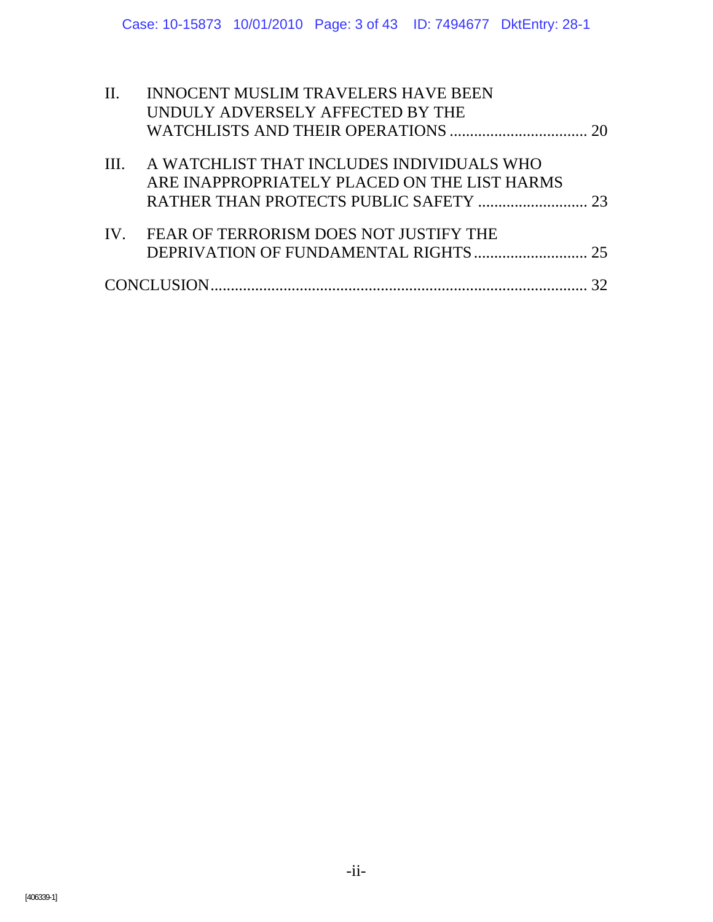II. INNOCENT MUSLIM TRAVELERS HAVE BEEN UNDULY ADVERSELY AFFECTED BY THE WATCHLISTS AND THEIR OPERATIONS .................................. 20

III. A WATCHLIST THAT INCLUDES INDIVIDUALS WHO ARE INAPPROPRIATELY PLACED ON THE LIST HARMS RATHER THAN PROTECTS PUBLIC SAFETY ........................... 23

IV. FEAR OF TERRORISM DOES NOT JUSTIFY THE DEPRIVATION OF FUNDAMENTAL RIGHTS ............................ 25

CONCLUSION ............................................................................................ 32

[406339-1]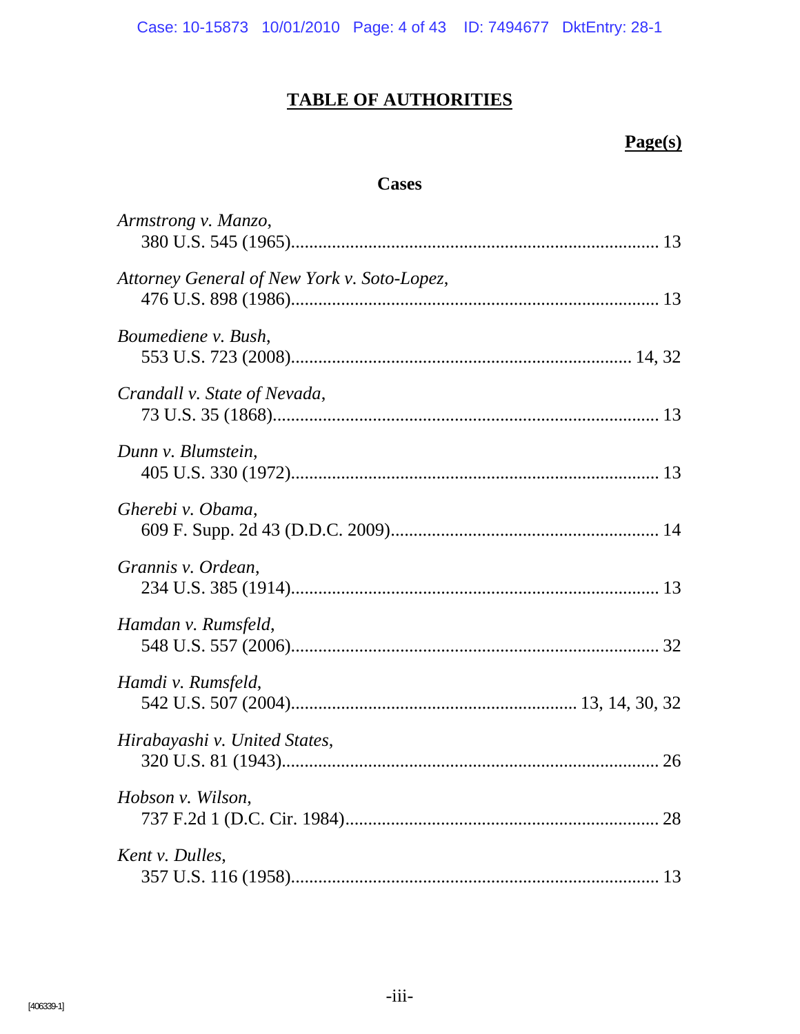# TABLE OF AUTHORITIES

**Page(s)**

## Cases

*Armstrong v. Manzo*,
380 U.S. 545 (1965)........................................................................ 13

*Attorney General of New York v. Soto-Lopez*,
476 U.S. 898 (1986)........................................................................ 13

*Boumediene v. Bush*,
553 U.S. 723 (2008).................................................................. 14, 32

*Crandall v. State of Nevada*,
73 U.S. 35 (1868)............................................................................ 13

*Dunn v. Blumstein*,
405 U.S. 330 (1972)........................................................................ 13

*Gherebi v. Obama*,
609 F. Supp. 2d 43 (D.D.C. 2009).................................................. 14

*Grannis v. Ordean*,
234 U.S. 385 (1914)........................................................................ 13

*Hamdan v. Rumsfeld*,
548 U.S. 557 (2006)........................................................................ 32

*Hamdi v. Rumsfeld*,
542 U.S. 507 (2004)..................................................... 13, 14, 30, 32

*Hirabayashi v. United States*,
320 U.S. 81 (1943).......................................................................... 26

*Hobson v. Wilson*,
737 F.2d 1 (D.C. Cir. 1984)............................................................. 28

*Kent v. Dulles*,
357 U.S. 116 (1958)........................................................................ 13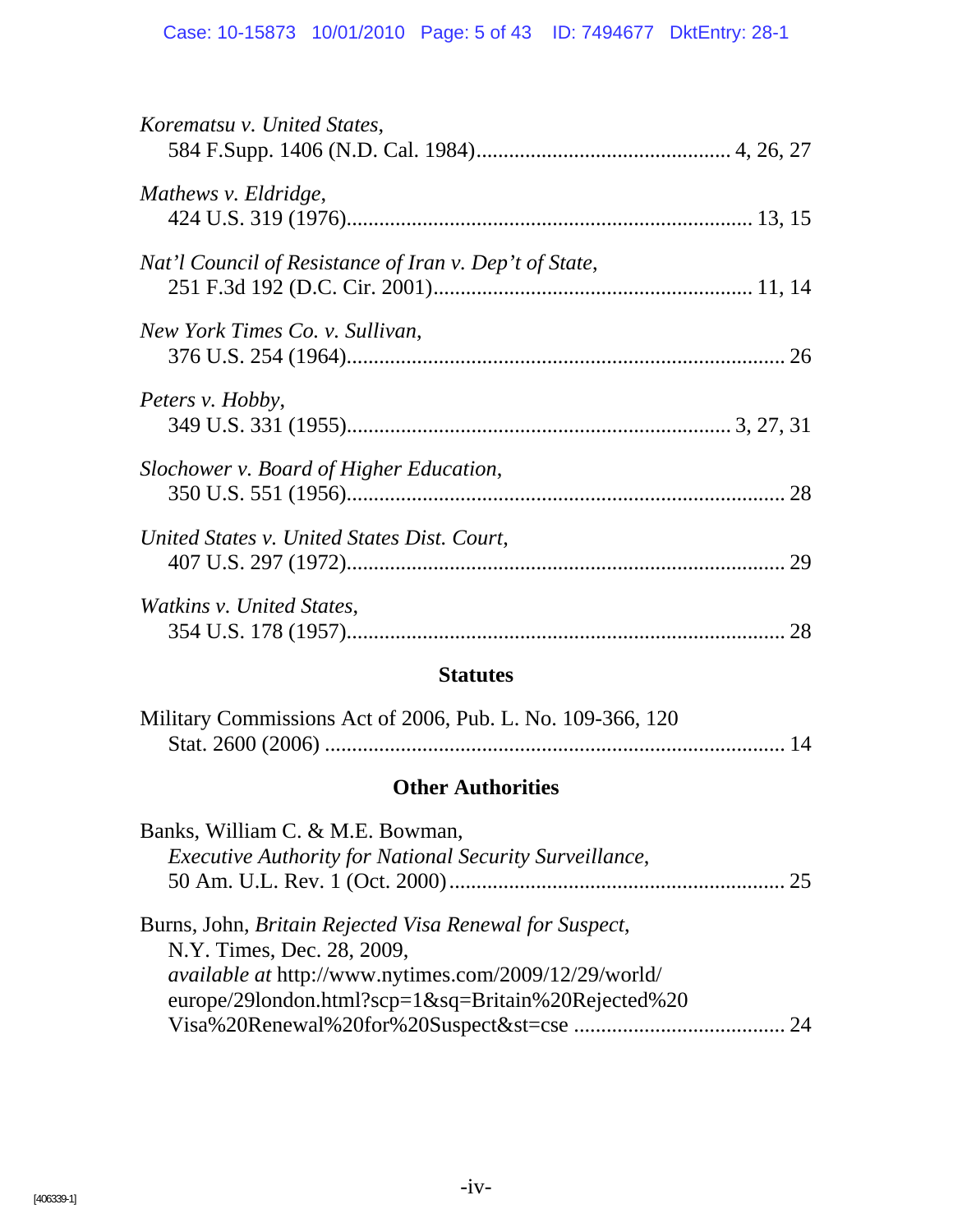*Korematsu v. United States*,
584 F.Supp. 1406 (N.D. Cal. 1984) .............................................. 4, 26, 27

*Mathews v. Eldridge*,
424 U.S. 319 (1976) ......................................................................... 13, 15

*Nat'l Council of Resistance of Iran v. Dep't of State*,
251 F.3d 192 (D.C. Cir. 2001) ......................................................... 11, 14

*New York Times Co. v. Sullivan*,
376 U.S. 254 (1964) ............................................................................... 26

*Peters v. Hobby*,
349 U.S. 331 (1955) ..................................................................... 3, 27, 31

*Slochower v. Board of Higher Education*,
350 U.S. 551 (1956) ............................................................................... 28

*United States v. United States Dist. Court*,
407 U.S. 297 (1972) ............................................................................... 29

*Watkins v. United States*,
354 U.S. 178 (1957) ............................................................................... 28

## Statutes

Military Commissions Act of 2006, Pub. L. No. 109-366, 120
Stat. 2600 (2006) ................................................................................... 14

## Other Authorities

Banks, William C. & M.E. Bowman,
*Executive Authority for National Security Surveillance*,
50 Am. U.L. Rev. 1 (Oct. 2000) ............................................................. 25

Burns, John, *Britain Rejected Visa Renewal for Suspect*,
N.Y. Times, Dec. 28, 2009,
*available at* http://www.nytimes.com/2009/12/29/world/europe/29london.html?scp=1&sq=Britain%20Rejected%20Visa%20Renewal%20for%20Suspect&st=cse ...................................... 24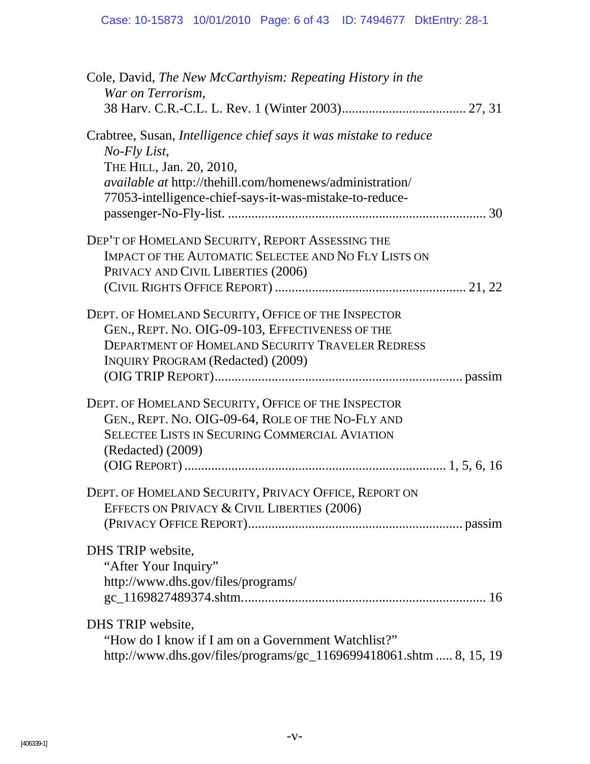Cole, David, *The New McCarthyism: Repeating History in the War on Terrorism*, 38 Harv. C.R.-C.L. L. Rev. 1 (Winter 2003).................................... 27, 31

Crabtree, Susan, *Intelligence chief says it was mistake to reduce No-Fly List*, THE HILL, Jan. 20, 2010, *available at* http://thehill.com/homenews/administration/77053-intelligence-chief-says-it-was-mistake-to-reduce-passenger-No-Fly-list. ........................................................................... 30

DEP'T OF HOMELAND SECURITY, REPORT ASSESSING THE IMPACT OF THE AUTOMATIC SELECTEE AND NO FLY LISTS ON PRIVACY AND CIVIL LIBERTIES (2006) (CIVIL RIGHTS OFFICE REPORT) ........................................................ 21, 22

DEPT. OF HOMELAND SECURITY, OFFICE OF THE INSPECTOR GEN., REPT. NO. OIG-09-103, EFFECTIVENESS OF THE DEPARTMENT OF HOMELAND SECURITY TRAVELER REDRESS INQUIRY PROGRAM (Redacted) (2009) (OIG TRIP REPORT)......................................................................... passim

DEPT. OF HOMELAND SECURITY, OFFICE OF THE INSPECTOR GEN., REPT. NO. OIG-09-64, ROLE OF THE NO-FLY AND SELECTEE LISTS IN SECURING COMMERCIAL AVIATION (Redacted) (2009) (OIG REPORT) ............................................................................ 1, 5, 6, 16

DEPT. OF HOMELAND SECURITY, PRIVACY OFFICE, REPORT ON EFFECTS ON PRIVACY & CIVIL LIBERTIES (2006) (PRIVACY OFFICE REPORT)............................................................... passim

DHS TRIP website, "After Your Inquiry" http://www.dhs.gov/files/programs/gc_1169827489374.shtm....................................................................... 16

DHS TRIP website, "How do I know if I am on a Government Watchlist?" http://www.dhs.gov/files/programs/gc_1169699418061.shtm ..... 8, 15, 19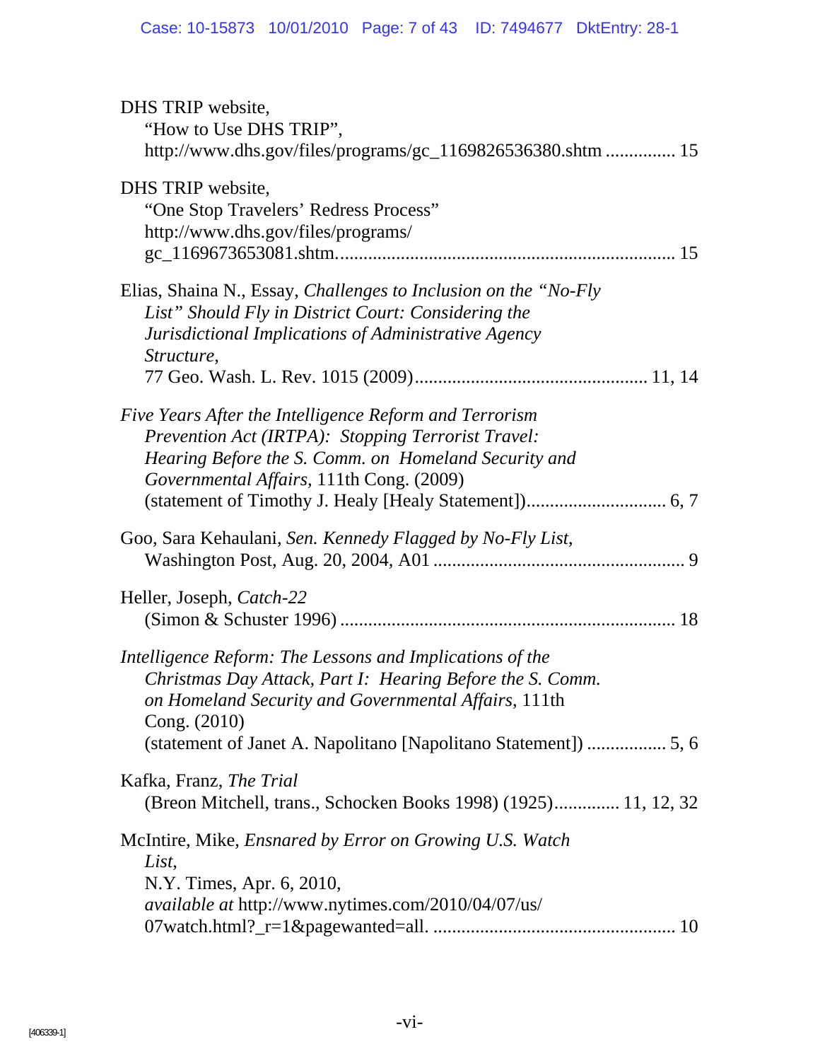DHS TRIP website,
"How to Use DHS TRIP",
http://www.dhs.gov/files/programs/gc_1169826536380.shtm ............... 15

DHS TRIP website,
"One Stop Travelers' Redress Process"
http://www.dhs.gov/files/programs/
gc_1169673653081.shtm........................................................................ 15

Elias, Shaina N., Essay, *Challenges to Inclusion on the "No-Fly List" Should Fly in District Court: Considering the Jurisdictional Implications of Administrative Agency Structure*,
77 Geo. Wash. L. Rev. 1015 (2009)................................................ 11, 14

*Five Years After the Intelligence Reform and Terrorism Prevention Act (IRTPA): Stopping Terrorist Travel: Hearing Before the S. Comm. on Homeland Security and Governmental Affairs*, 111th Cong. (2009)
(statement of Timothy J. Healy [Healy Statement]).............................. 6, 7

Goo, Sara Kehaulani, *Sen. Kennedy Flagged by No-Fly List*,
Washington Post, Aug. 20, 2004, A01 ...................................................... 9

Heller, Joseph, *Catch-22*
(Simon & Schuster 1996) ....................................................................... 18

*Intelligence Reform: The Lessons and Implications of the Christmas Day Attack, Part I: Hearing Before the S. Comm. on Homeland Security and Governmental Affairs*, 111th Cong. (2010)
(statement of Janet A. Napolitano [Napolitano Statement]) ................. 5, 6

Kafka, Franz, *The Trial*
(Breon Mitchell, trans., Schocken Books 1998) (1925).............. 11, 12, 32

McIntire, Mike, *Ensnared by Error on Growing U.S. Watch List*,
N.Y. Times, Apr. 6, 2010,
*available at* http://www.nytimes.com/2010/04/07/us/
07watch.html?_r=1&pagewanted=all. .................................................... 10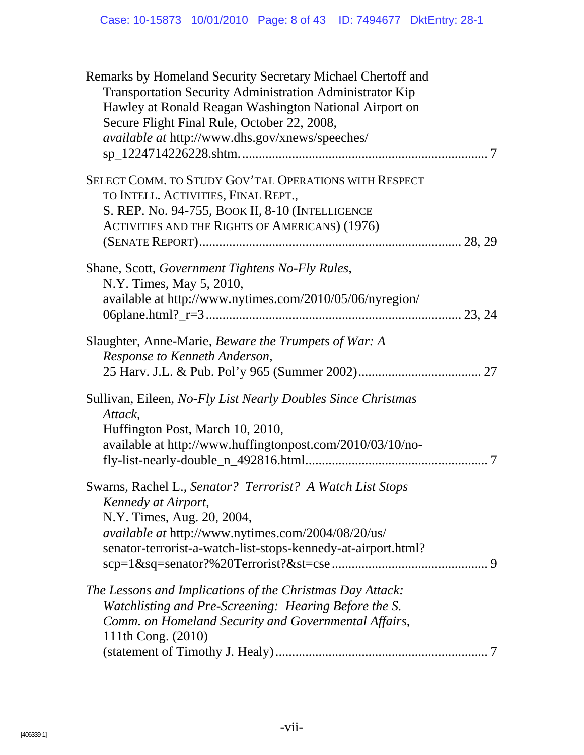Remarks by Homeland Security Secretary Michael Chertoff and Transportation Security Administration Administrator Kip Hawley at Ronald Reagan Washington National Airport on Secure Flight Final Rule, October 22, 2008, *available at* http://www.dhs.gov/xnews/speeches/sp_1224714226228.shtm. .......................................................................... 7

SELECT COMM. TO STUDY GOV'TAL OPERATIONS WITH RESPECT TO INTELL. ACTIVITIES, FINAL REPT., S. REP. No. 94-755, BOOK II, 8-10 (INTELLIGENCE ACTIVITIES AND THE RIGHTS OF AMERICANS) (1976) (SENATE REPORT)............................................................................. 28, 29

Shane, Scott, *Government Tightens No-Fly Rules*, N.Y. Times, May 5, 2010, available at http://www.nytimes.com/2010/05/06/nyregion/06plane.html?_r=3 ........................................................................... 23, 24

Slaughter, Anne-Marie, *Beware the Trumpets of War: A Response to Kenneth Anderson*, 25 Harv. J.L. & Pub. Pol'y 965 (Summer 2002)..................................... 27

Sullivan, Eileen, *No-Fly List Nearly Doubles Since Christmas Attack*, Huffington Post, March 10, 2010, available at http://www.huffingtonpost.com/2010/03/10/no-fly-list-nearly-double_n_492816.html...................................................... 7

Swarns, Rachel L., *Senator? Terrorist? A Watch List Stops Kennedy at Airport*, N.Y. Times, Aug. 20, 2004, *available at* http://www.nytimes.com/2004/08/20/us/senator-terrorist-a-watch-list-stops-kennedy-at-airport.html?scp=1&sq=senator?%20Terrorist?&st=cse .............................................. 9

*The Lessons and Implications of the Christmas Day Attack: Watchlisting and Pre-Screening: Hearing Before the S. Comm. on Homeland Security and Governmental Affairs*, 111th Cong. (2010) (statement of Timothy J. Healy) ................................................................ 7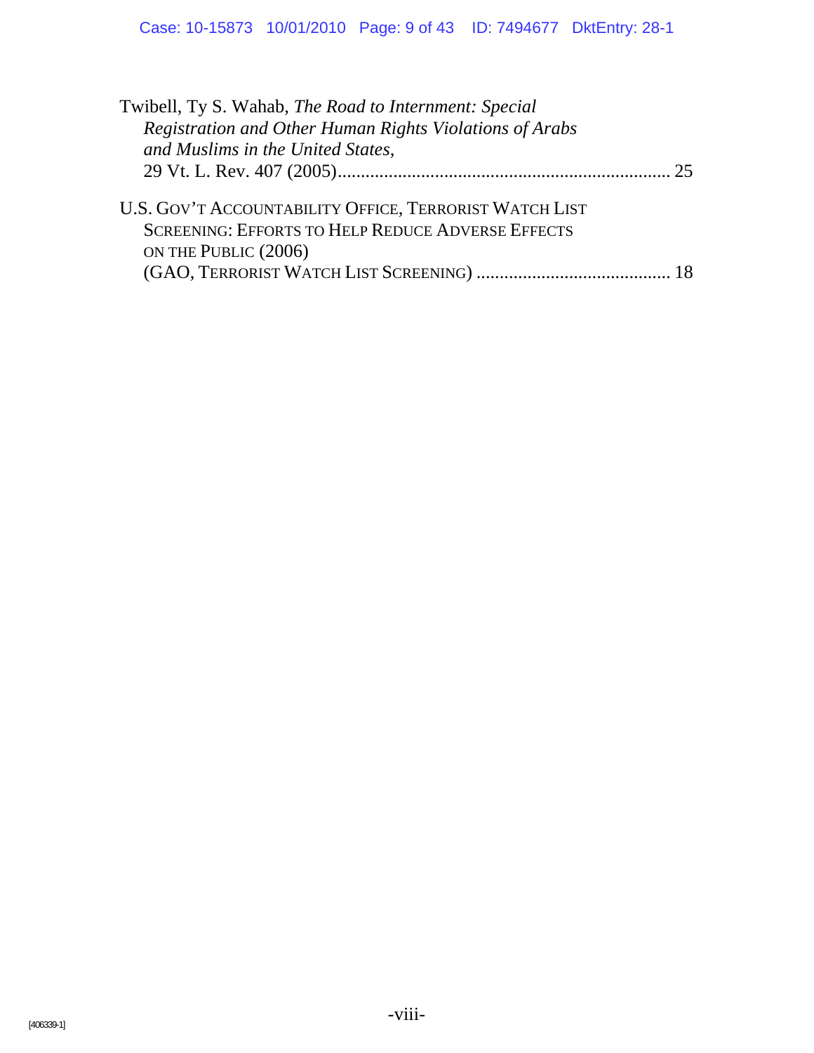Twibell, Ty S. Wahab, *The Road to Internment: Special Registration and Other Human Rights Violations of Arabs and Muslims in the United States*, 29 Vt. L. Rev. 407 (2005)........................................................................ 25

U.S. GOV'T ACCOUNTABILITY OFFICE, TERRORIST WATCH LIST SCREENING: EFFORTS TO HELP REDUCE ADVERSE EFFECTS ON THE PUBLIC (2006) (GAO, TERRORIST WATCH LIST SCREENING) .......................................... 18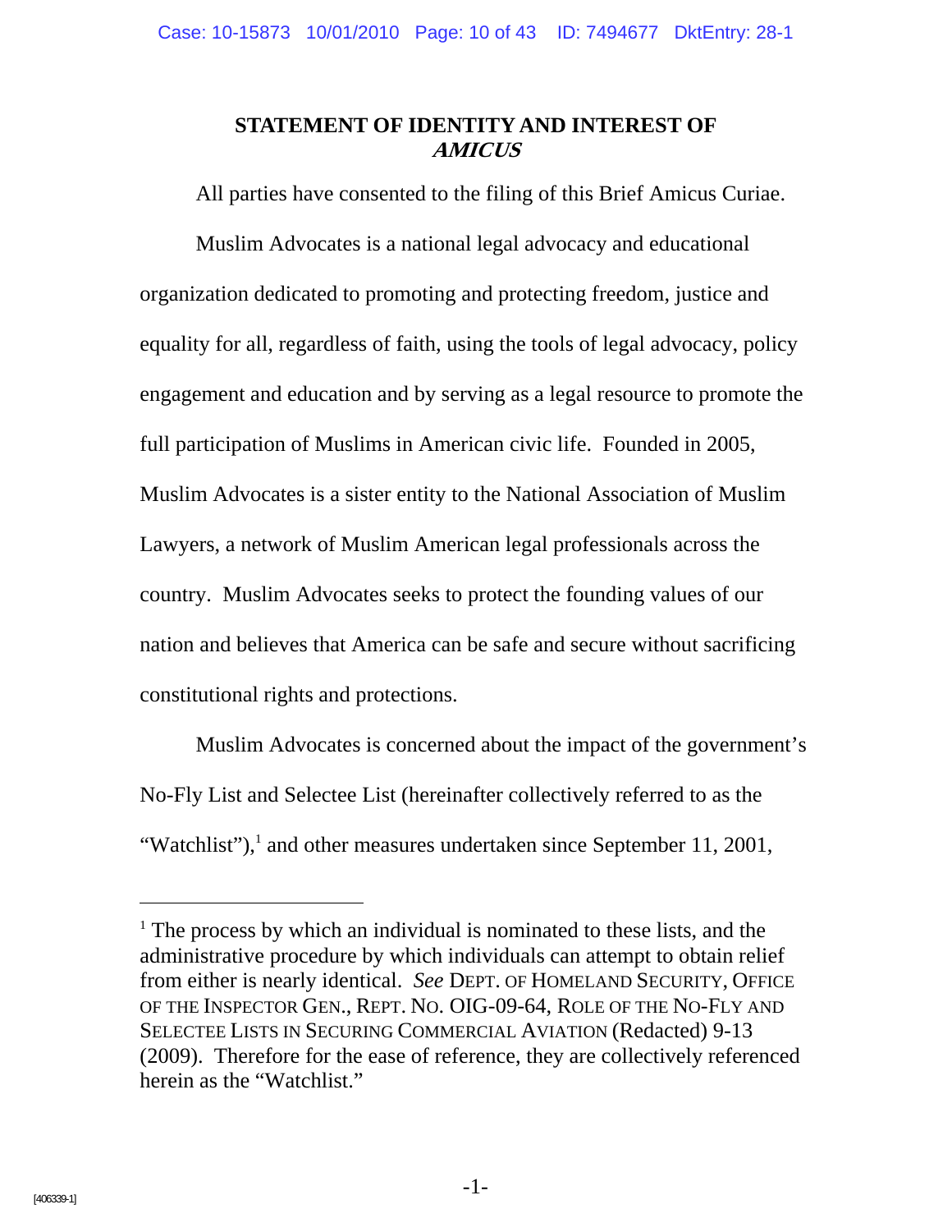## STATEMENT OF IDENTITY AND INTEREST OF *AMICUS*

All parties have consented to the filing of this Brief Amicus Curiae.

Muslim Advocates is a national legal advocacy and educational organization dedicated to promoting and protecting freedom, justice and equality for all, regardless of faith, using the tools of legal advocacy, policy engagement and education and by serving as a legal resource to promote the full participation of Muslims in American civic life. Founded in 2005, Muslim Advocates is a sister entity to the National Association of Muslim Lawyers, a network of Muslim American legal professionals across the country. Muslim Advocates seeks to protect the founding values of our nation and believes that America can be safe and secure without sacrificing constitutional rights and protections.

Muslim Advocates is concerned about the impact of the government's No-Fly List and Selectee List (hereinafter collectively referred to as the "Watchlist"),[1] and other measures undertaken since September 11, 2001,

---

[1] The process by which an individual is nominated to these lists, and the administrative procedure by which individuals can attempt to obtain relief from either is nearly identical. *See* DEPT. OF HOMELAND SECURITY, OFFICE OF THE INSPECTOR GEN., REPT. NO. OIG-09-64, ROLE OF THE NO-FLY AND SELECTEE LISTS IN SECURING COMMERCIAL AVIATION (Redacted) 9-13 (2009). Therefore for the ease of reference, they are collectively referenced herein as the "Watchlist."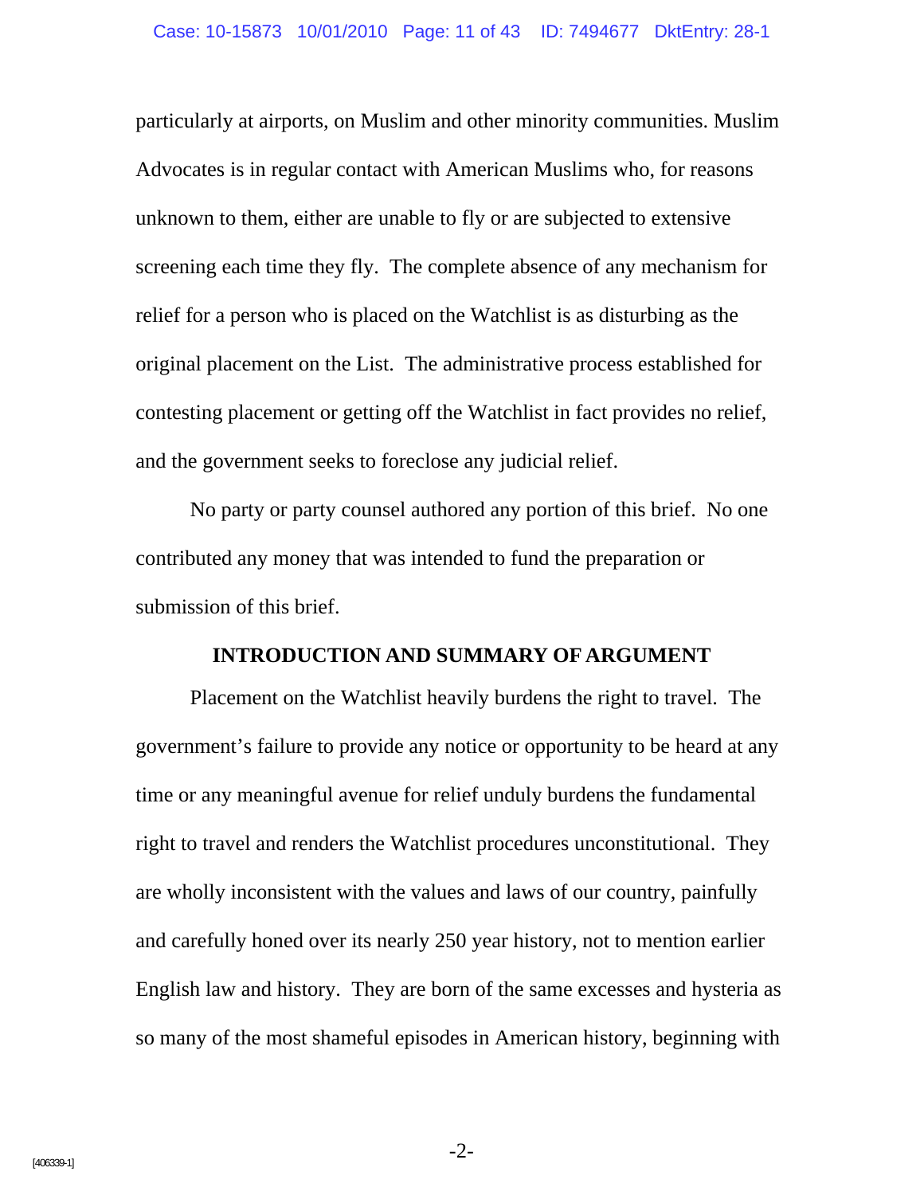particularly at airports, on Muslim and other minority communities. Muslim Advocates is in regular contact with American Muslims who, for reasons unknown to them, either are unable to fly or are subjected to extensive screening each time they fly. The complete absence of any mechanism for relief for a person who is placed on the Watchlist is as disturbing as the original placement on the List. The administrative process established for contesting placement or getting off the Watchlist in fact provides no relief, and the government seeks to foreclose any judicial relief.

No party or party counsel authored any portion of this brief. No one contributed any money that was intended to fund the preparation or submission of this brief.

## INTRODUCTION AND SUMMARY OF ARGUMENT

Placement on the Watchlist heavily burdens the right to travel. The government's failure to provide any notice or opportunity to be heard at any time or any meaningful avenue for relief unduly burdens the fundamental right to travel and renders the Watchlist procedures unconstitutional. They are wholly inconsistent with the values and laws of our country, painfully and carefully honed over its nearly 250 year history, not to mention earlier English law and history. They are born of the same excesses and hysteria as so many of the most shameful episodes in American history, beginning with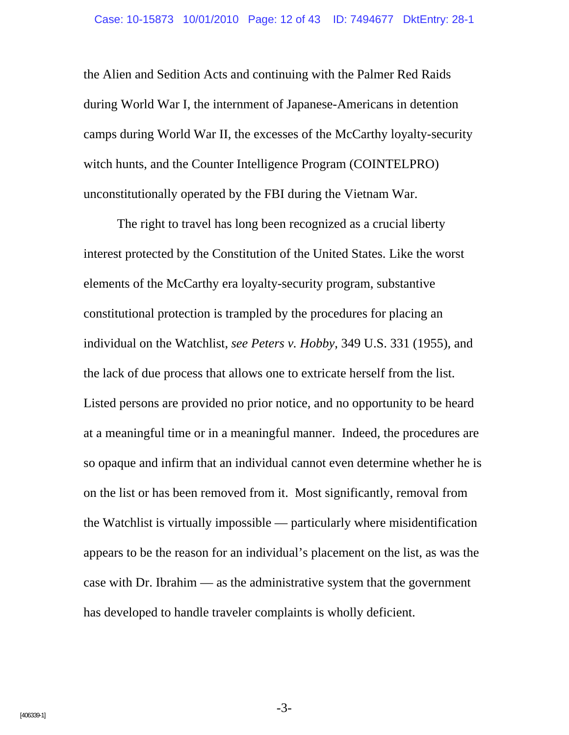the Alien and Sedition Acts and continuing with the Palmer Red Raids during World War I, the internment of Japanese-Americans in detention camps during World War II, the excesses of the McCarthy loyalty-security witch hunts, and the Counter Intelligence Program (COINTELPRO) unconstitutionally operated by the FBI during the Vietnam War.

The right to travel has long been recognized as a crucial liberty interest protected by the Constitution of the United States. Like the worst elements of the McCarthy era loyalty-security program, substantive constitutional protection is trampled by the procedures for placing an individual on the Watchlist, *see Peters v. Hobby,* 349 U.S. 331 (1955), and the lack of due process that allows one to extricate herself from the list. Listed persons are provided no prior notice, and no opportunity to be heard at a meaningful time or in a meaningful manner. Indeed, the procedures are so opaque and infirm that an individual cannot even determine whether he is on the list or has been removed from it. Most significantly, removal from the Watchlist is virtually impossible — particularly where misidentification appears to be the reason for an individual's placement on the list, as was the case with Dr. Ibrahim — as the administrative system that the government has developed to handle traveler complaints is wholly deficient.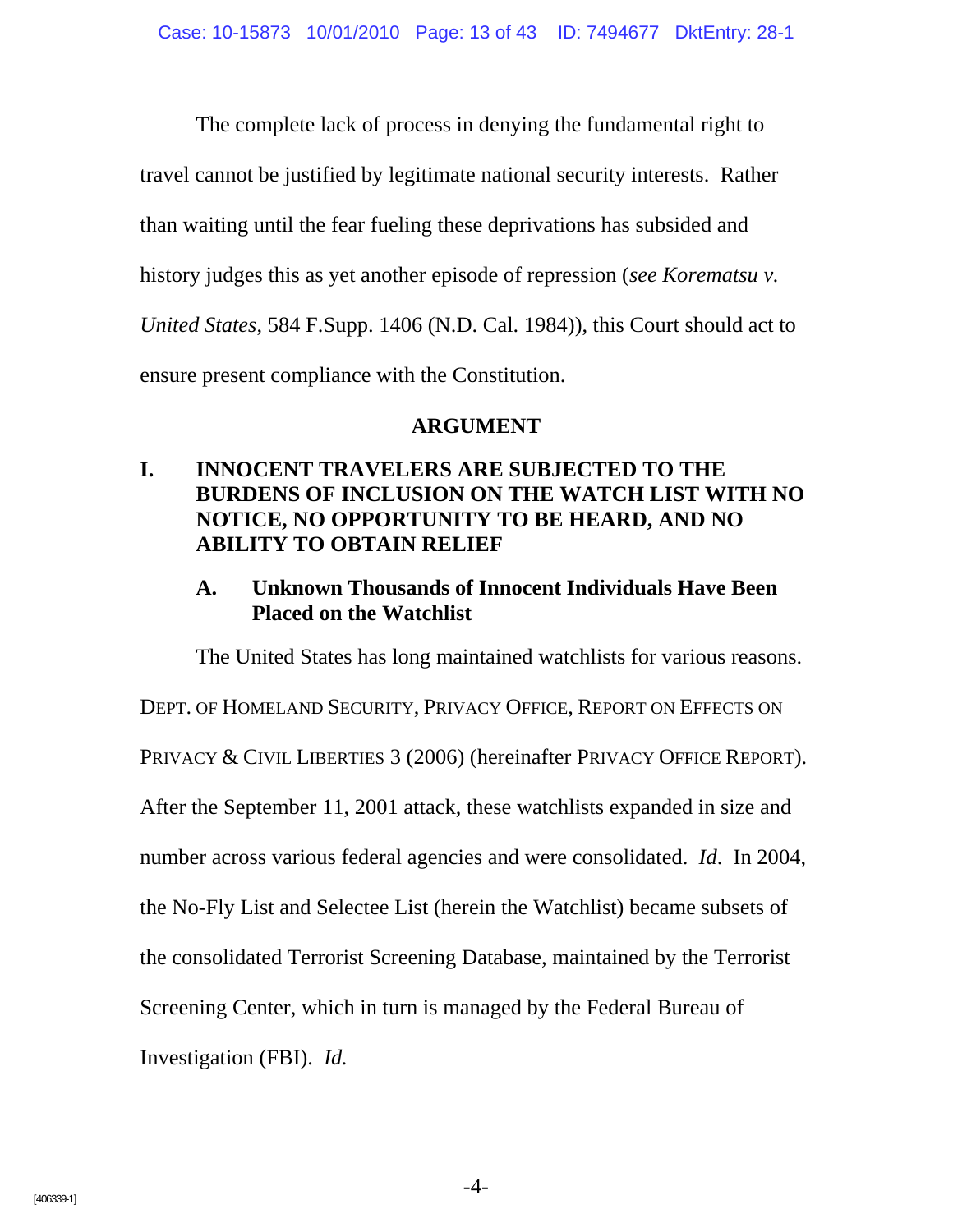The complete lack of process in denying the fundamental right to travel cannot be justified by legitimate national security interests. Rather than waiting until the fear fueling these deprivations has subsided and history judges this as yet another episode of repression (*see Korematsu v. United States*, 584 F.Supp. 1406 (N.D. Cal. 1984)), this Court should act to ensure present compliance with the Constitution.

## ARGUMENT

### I. INNOCENT TRAVELERS ARE SUBJECTED TO THE BURDENS OF INCLUSION ON THE WATCH LIST WITH NO NOTICE, NO OPPORTUNITY TO BE HEARD, AND NO ABILITY TO OBTAIN RELIEF

#### A. Unknown Thousands of Innocent Individuals Have Been Placed on the Watchlist

The United States has long maintained watchlists for various reasons. DEPT. OF HOMELAND SECURITY, PRIVACY OFFICE, REPORT ON EFFECTS ON PRIVACY & CIVIL LIBERTIES 3 (2006) (hereinafter PRIVACY OFFICE REPORT). After the September 11, 2001 attack, these watchlists expanded in size and number across various federal agencies and were consolidated. *Id*. In 2004, the No-Fly List and Selectee List (herein the Watchlist) became subsets of the consolidated Terrorist Screening Database, maintained by the Terrorist Screening Center, which in turn is managed by the Federal Bureau of Investigation (FBI). *Id.*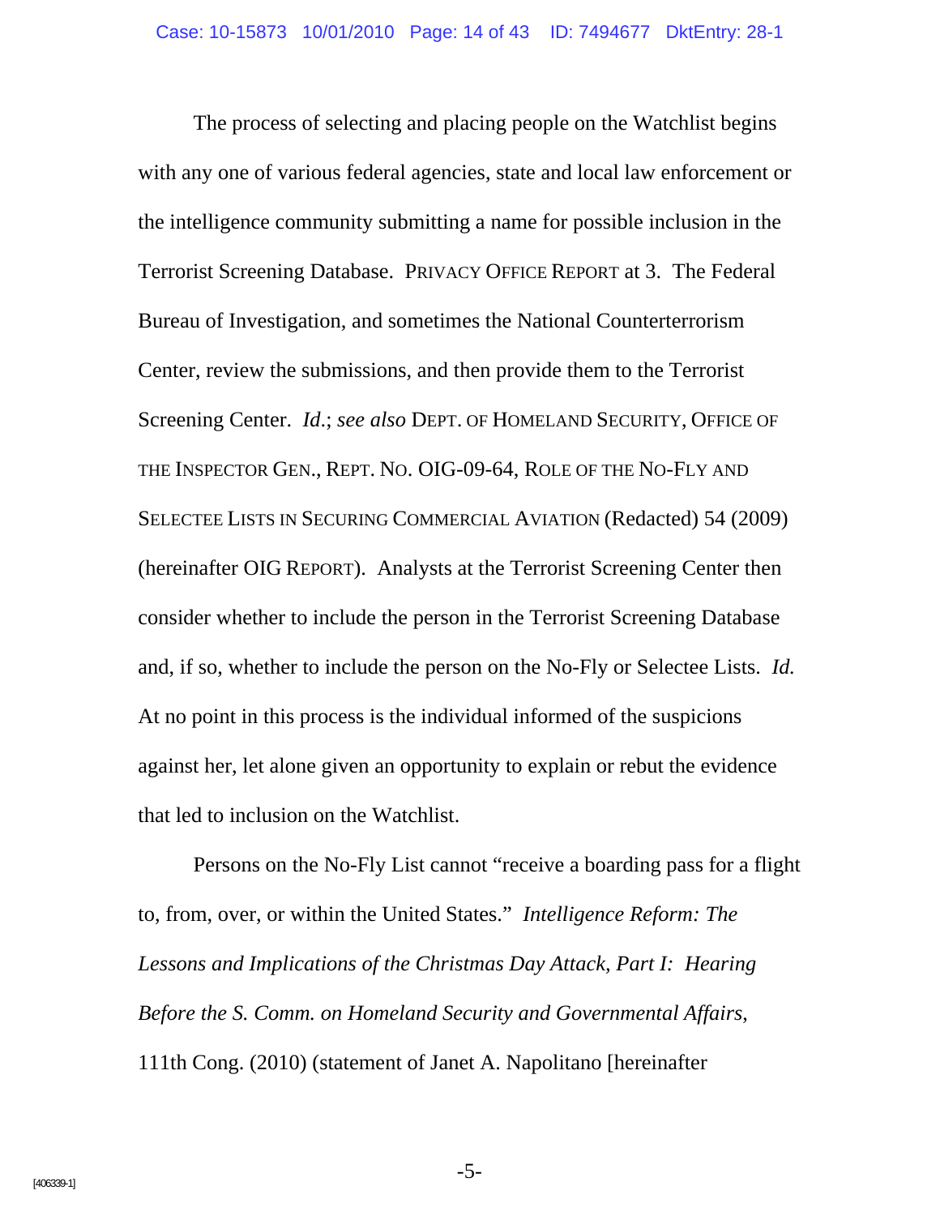The process of selecting and placing people on the Watchlist begins with any one of various federal agencies, state and local law enforcement or the intelligence community submitting a name for possible inclusion in the Terrorist Screening Database. PRIVACY OFFICE REPORT at 3. The Federal Bureau of Investigation, and sometimes the National Counterterrorism Center, review the submissions, and then provide them to the Terrorist Screening Center. *Id.*; *see also* DEPT. OF HOMELAND SECURITY, OFFICE OF THE INSPECTOR GEN., REPT. NO. OIG-09-64, ROLE OF THE NO-FLY AND SELECTEE LISTS IN SECURING COMMERCIAL AVIATION (Redacted) 54 (2009) (hereinafter OIG REPORT). Analysts at the Terrorist Screening Center then consider whether to include the person in the Terrorist Screening Database and, if so, whether to include the person on the No-Fly or Selectee Lists. *Id.* At no point in this process is the individual informed of the suspicions against her, let alone given an opportunity to explain or rebut the evidence that led to inclusion on the Watchlist.

Persons on the No-Fly List cannot "receive a boarding pass for a flight to, from, over, or within the United States." *Intelligence Reform: The Lessons and Implications of the Christmas Day Attack, Part I: Hearing Before the S. Comm. on Homeland Security and Governmental Affairs*, 111th Cong. (2010) (statement of Janet A. Napolitano [hereinafter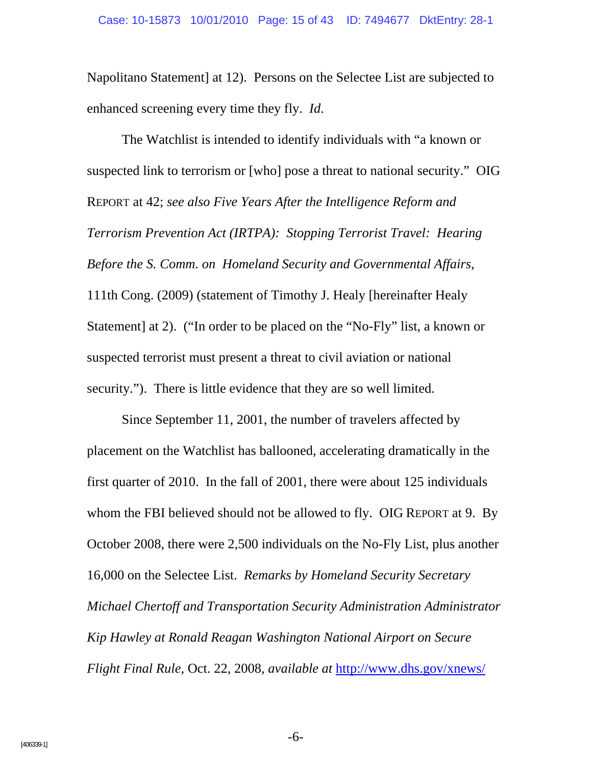Napolitano Statement] at 12). Persons on the Selectee List are subjected to enhanced screening every time they fly. *Id*.

The Watchlist is intended to identify individuals with "a known or suspected link to terrorism or [who] pose a threat to national security." OIG REPORT at 42; *see also Five Years After the Intelligence Reform and Terrorism Prevention Act (IRTPA): Stopping Terrorist Travel: Hearing Before the S. Comm. on Homeland Security and Governmental Affairs*, 111th Cong. (2009) (statement of Timothy J. Healy [hereinafter Healy Statement] at 2). ("In order to be placed on the "No-Fly" list, a known or suspected terrorist must present a threat to civil aviation or national security."). There is little evidence that they are so well limited.

Since September 11, 2001, the number of travelers affected by placement on the Watchlist has ballooned, accelerating dramatically in the first quarter of 2010. In the fall of 2001, there were about 125 individuals whom the FBI believed should not be allowed to fly. OIG REPORT at 9. By October 2008, there were 2,500 individuals on the No-Fly List, plus another 16,000 on the Selectee List. *Remarks by Homeland Security Secretary Michael Chertoff and Transportation Security Administration Administrator Kip Hawley at Ronald Reagan Washington National Airport on Secure Flight Final Rule*, Oct. 22, 2008, *available at* http://www.dhs.gov/xnews/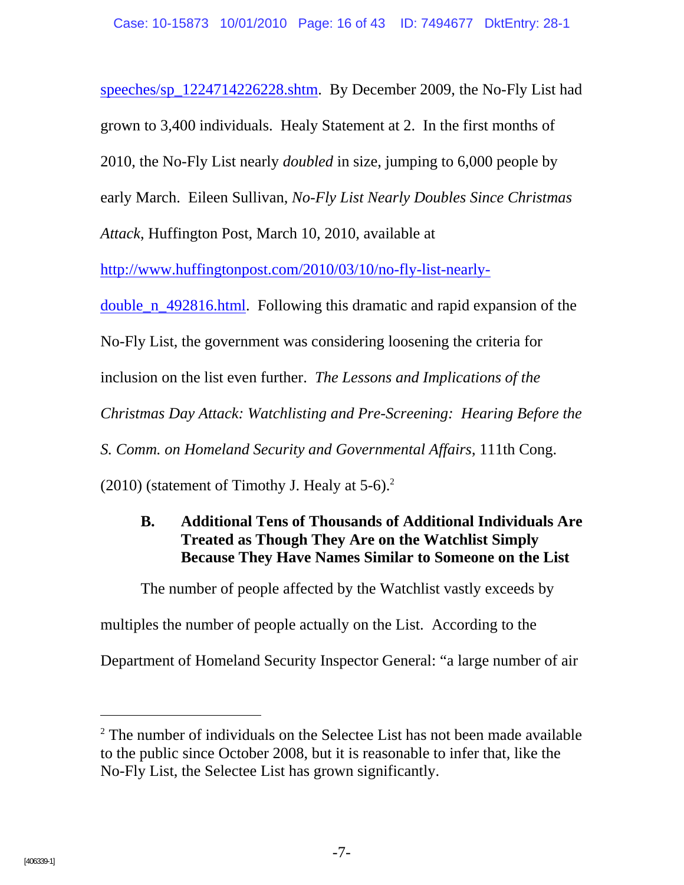speeches/sp_1224714226228.shtm. By December 2009, the No-Fly List had grown to 3,400 individuals. Healy Statement at 2. In the first months of 2010, the No-Fly List nearly *doubled* in size, jumping to 6,000 people by early March. Eileen Sullivan, *No-Fly List Nearly Doubles Since Christmas Attack*, Huffington Post, March 10, 2010, available at http://www.huffingtonpost.com/2010/03/10/no-fly-list-nearly-double_n_492816.html. Following this dramatic and rapid expansion of the No-Fly List, the government was considering loosening the criteria for inclusion on the list even further. *The Lessons and Implications of the Christmas Day Attack: Watchlisting and Pre-Screening: Hearing Before the S. Comm. on Homeland Security and Governmental Affairs*, 111th Cong. (2010) (statement of Timothy J. Healy at 5-6).[2]

### B. Additional Tens of Thousands of Additional Individuals Are Treated as Though They Are on the Watchlist Simply Because They Have Names Similar to Someone on the List

The number of people affected by the Watchlist vastly exceeds by multiples the number of people actually on the List. According to the Department of Homeland Security Inspector General: "a large number of air

[2] The number of individuals on the Selectee List has not been made available to the public since October 2008, but it is reasonable to infer that, like the No-Fly List, the Selectee List has grown significantly.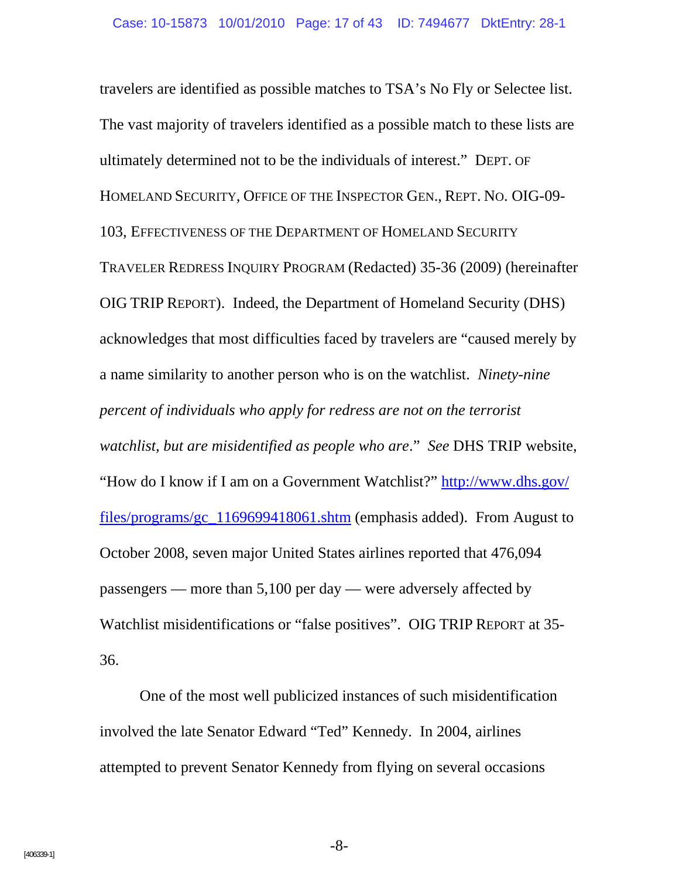travelers are identified as possible matches to TSA's No Fly or Selectee list. The vast majority of travelers identified as a possible match to these lists are ultimately determined not to be the individuals of interest." DEPT. OF HOMELAND SECURITY, OFFICE OF THE INSPECTOR GEN., REPT. NO. OIG-09-103, EFFECTIVENESS OF THE DEPARTMENT OF HOMELAND SECURITY TRAVELER REDRESS INQUIRY PROGRAM (Redacted) 35-36 (2009) (hereinafter OIG TRIP REPORT). Indeed, the Department of Homeland Security (DHS) acknowledges that most difficulties faced by travelers are "caused merely by a name similarity to another person who is on the watchlist. *Ninety-nine percent of individuals who apply for redress are not on the terrorist watchlist, but are misidentified as people who are*." *See* DHS TRIP website, "How do I know if I am on a Government Watchlist?" [http://www.dhs.gov/files/programs/gc_1169699418061.shtm](http://www.dhs.gov/files/programs/gc_1169699418061.shtm) (emphasis added). From August to October 2008, seven major United States airlines reported that 476,094 passengers — more than 5,100 per day — were adversely affected by Watchlist misidentifications or "false positives". OIG TRIP REPORT at 35-36.

One of the most well publicized instances of such misidentification involved the late Senator Edward "Ted" Kennedy. In 2004, airlines attempted to prevent Senator Kennedy from flying on several occasions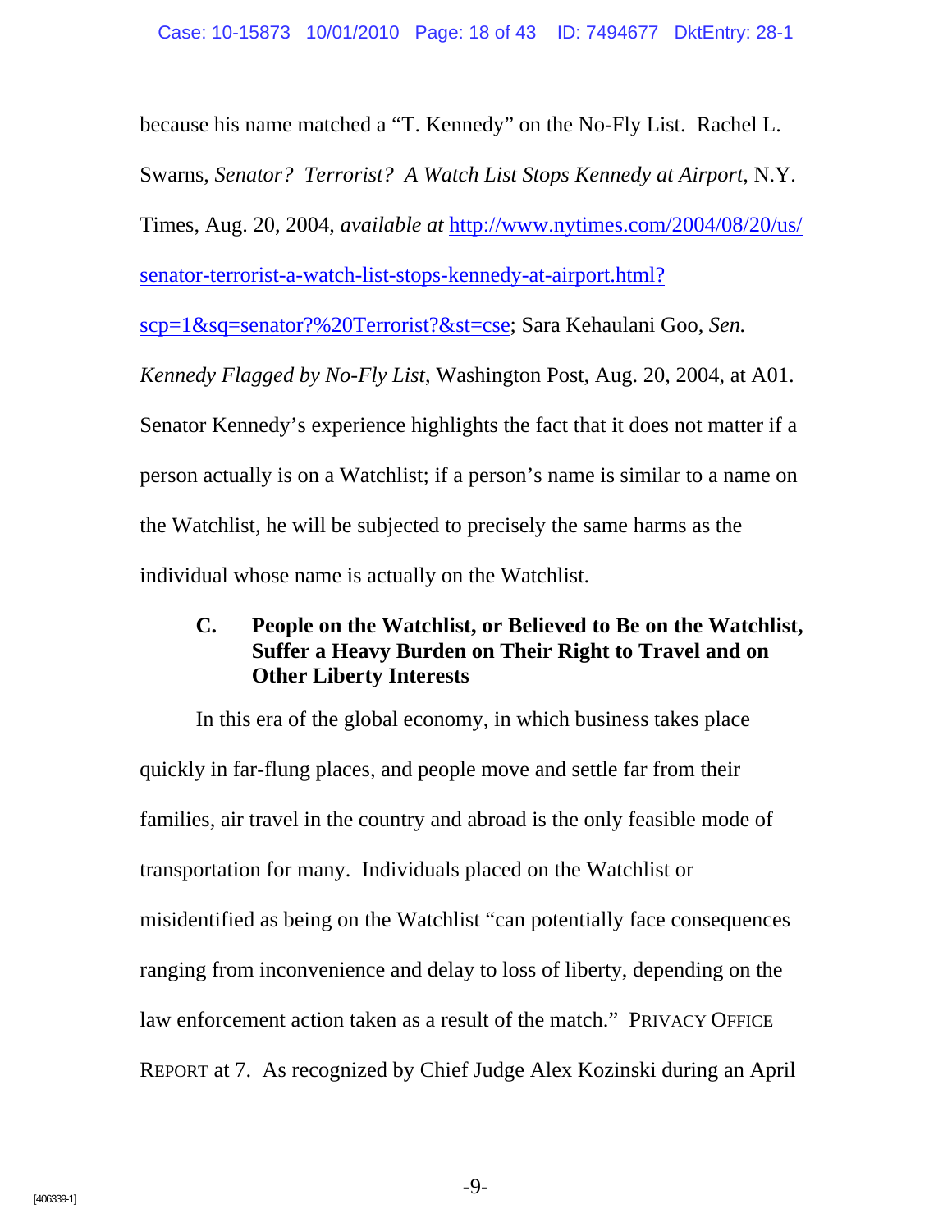because his name matched a "T. Kennedy" on the No-Fly List. Rachel L. Swarns, *Senator? Terrorist? A Watch List Stops Kennedy at Airport*, N.Y. Times, Aug. 20, 2004, *available at* http://www.nytimes.com/2004/08/20/us/senator-terrorist-a-watch-list-stops-kennedy-at-airport.html?scp=1&sq=senator?%20Terrorist?&st=cse; Sara Kehaulani Goo, *Sen. Kennedy Flagged by No-Fly List*, Washington Post, Aug. 20, 2004, at A01. Senator Kennedy's experience highlights the fact that it does not matter if a person actually is on a Watchlist; if a person's name is similar to a name on the Watchlist, he will be subjected to precisely the same harms as the individual whose name is actually on the Watchlist.

### C. People on the Watchlist, or Believed to Be on the Watchlist, Suffer a Heavy Burden on Their Right to Travel and on Other Liberty Interests

In this era of the global economy, in which business takes place quickly in far-flung places, and people move and settle far from their families, air travel in the country and abroad is the only feasible mode of transportation for many. Individuals placed on the Watchlist or misidentified as being on the Watchlist "can potentially face consequences ranging from inconvenience and delay to loss of liberty, depending on the law enforcement action taken as a result of the match." PRIVACY OFFICE REPORT at 7. As recognized by Chief Judge Alex Kozinski during an April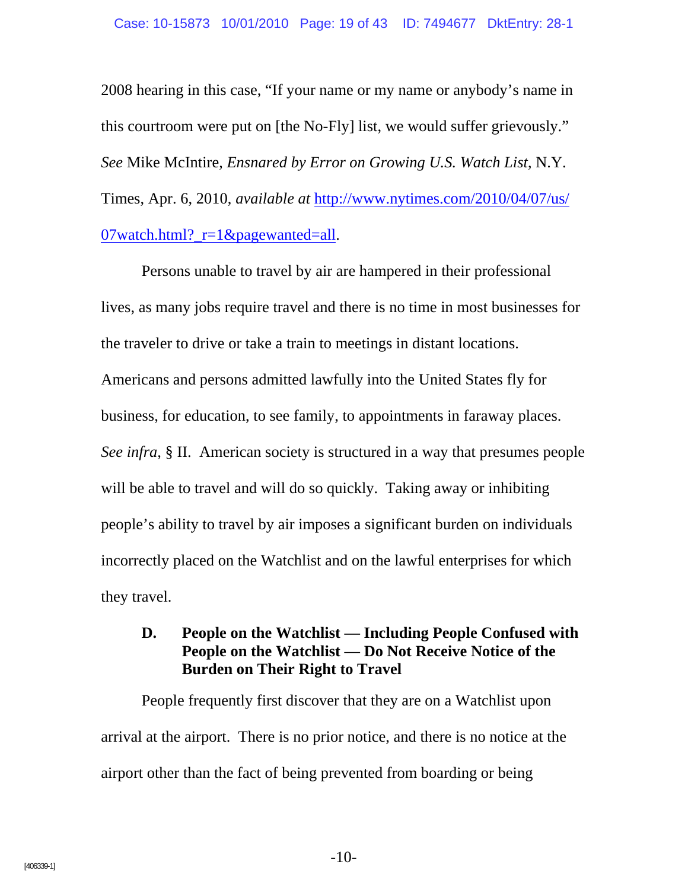2008 hearing in this case, "If your name or my name or anybody's name in this courtroom were put on [the No-Fly] list, we would suffer grievously." *See* Mike McIntire, *Ensnared by Error on Growing U.S. Watch List*, N.Y. Times, Apr. 6, 2010, *available at* http://www.nytimes.com/2010/04/07/us/07watch.html?_r=1&pagewanted=all.

Persons unable to travel by air are hampered in their professional lives, as many jobs require travel and there is no time in most businesses for the traveler to drive or take a train to meetings in distant locations. Americans and persons admitted lawfully into the United States fly for business, for education, to see family, to appointments in faraway places. *See infra*, § II. American society is structured in a way that presumes people will be able to travel and will do so quickly. Taking away or inhibiting people's ability to travel by air imposes a significant burden on individuals incorrectly placed on the Watchlist and on the lawful enterprises for which they travel.

### D. People on the Watchlist — Including People Confused with People on the Watchlist — Do Not Receive Notice of the Burden on Their Right to Travel

People frequently first discover that they are on a Watchlist upon arrival at the airport. There is no prior notice, and there is no notice at the airport other than the fact of being prevented from boarding or being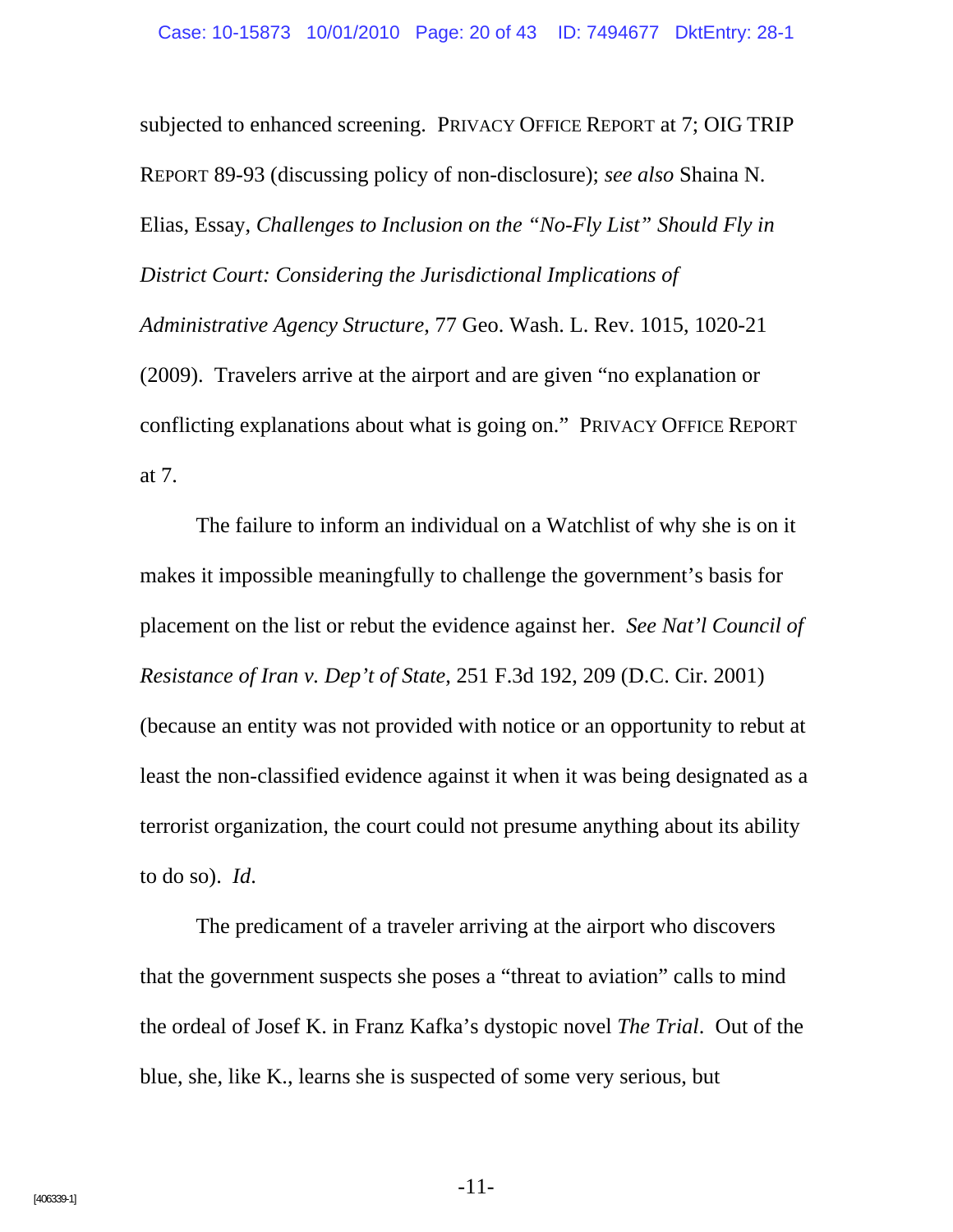subjected to enhanced screening. PRIVACY OFFICE REPORT at 7; OIG TRIP REPORT 89-93 (discussing policy of non-disclosure); *see also* Shaina N. Elias, Essay, *Challenges to Inclusion on the "No-Fly List" Should Fly in District Court: Considering the Jurisdictional Implications of Administrative Agency Structure*, 77 Geo. Wash. L. Rev. 1015, 1020-21 (2009). Travelers arrive at the airport and are given "no explanation or conflicting explanations about what is going on." PRIVACY OFFICE REPORT at 7.

The failure to inform an individual on a Watchlist of why she is on it makes it impossible meaningfully to challenge the government's basis for placement on the list or rebut the evidence against her. *See Nat'l Council of Resistance of Iran v. Dep't of State*, 251 F.3d 192, 209 (D.C. Cir. 2001) (because an entity was not provided with notice or an opportunity to rebut at least the non-classified evidence against it when it was being designated as a terrorist organization, the court could not presume anything about its ability to do so). *Id.*

The predicament of a traveler arriving at the airport who discovers that the government suspects she poses a "threat to aviation" calls to mind the ordeal of Josef K. in Franz Kafka's dystopic novel *The Trial*. Out of the blue, she, like K., learns she is suspected of some very serious, but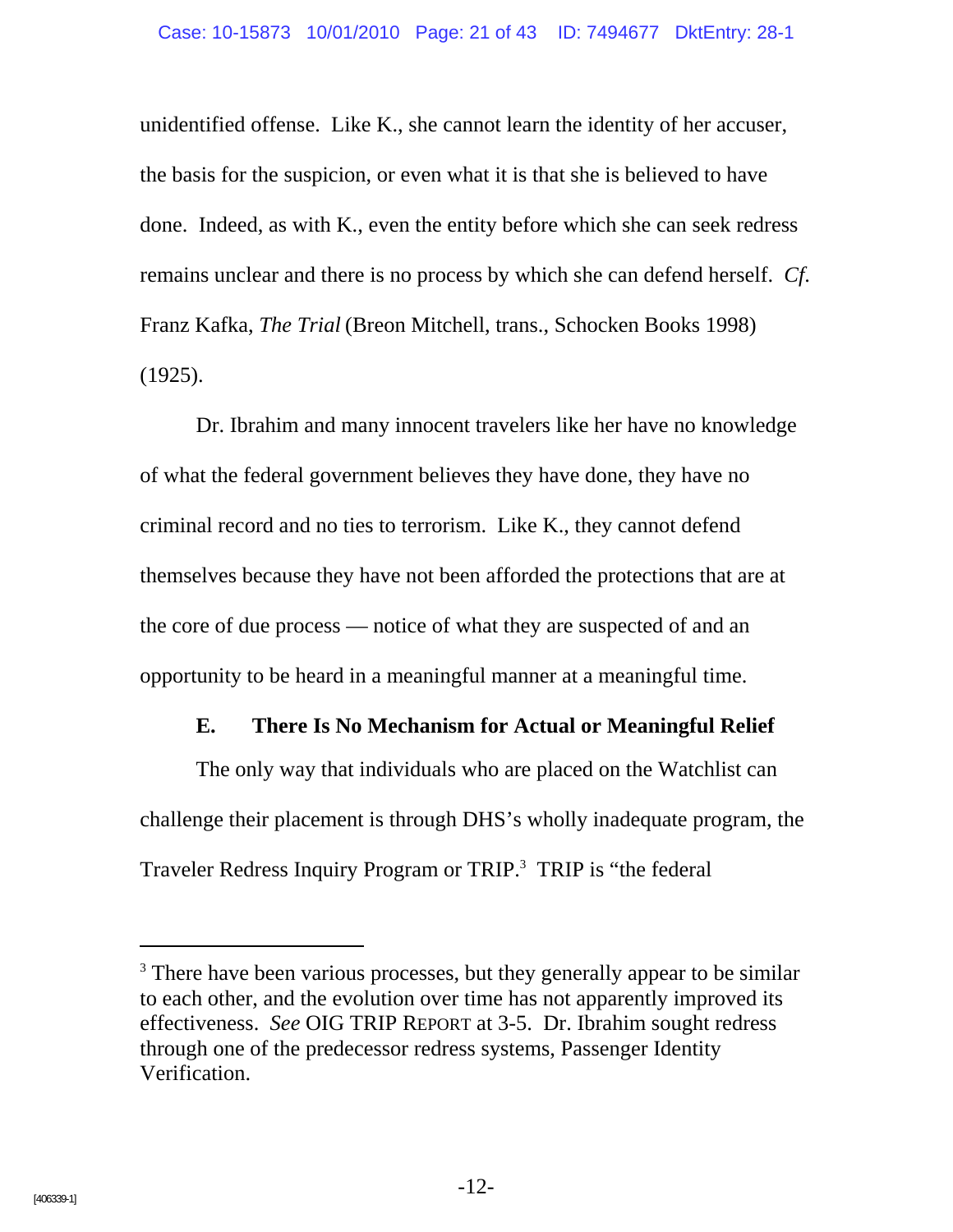unidentified offense. Like K., she cannot learn the identity of her accuser, the basis for the suspicion, or even what it is that she is believed to have done. Indeed, as with K., even the entity before which she can seek redress remains unclear and there is no process by which she can defend herself. *Cf.* Franz Kafka, *The Trial* (Breon Mitchell, trans., Schocken Books 1998) (1925).

Dr. Ibrahim and many innocent travelers like her have no knowledge of what the federal government believes they have done, they have no criminal record and no ties to terrorism. Like K., they cannot defend themselves because they have not been afforded the protections that are at the core of due process — notice of what they are suspected of and an opportunity to be heard in a meaningful manner at a meaningful time.

### E. There Is No Mechanism for Actual or Meaningful Relief

The only way that individuals who are placed on the Watchlist can challenge their placement is through DHS's wholly inadequate program, the Traveler Redress Inquiry Program or TRIP.[3] TRIP is "the federal

---

[3] There have been various processes, but they generally appear to be similar to each other, and the evolution over time has not apparently improved its effectiveness. *See* OIG TRIP REPORT at 3-5. Dr. Ibrahim sought redress through one of the predecessor redress systems, Passenger Identity Verification.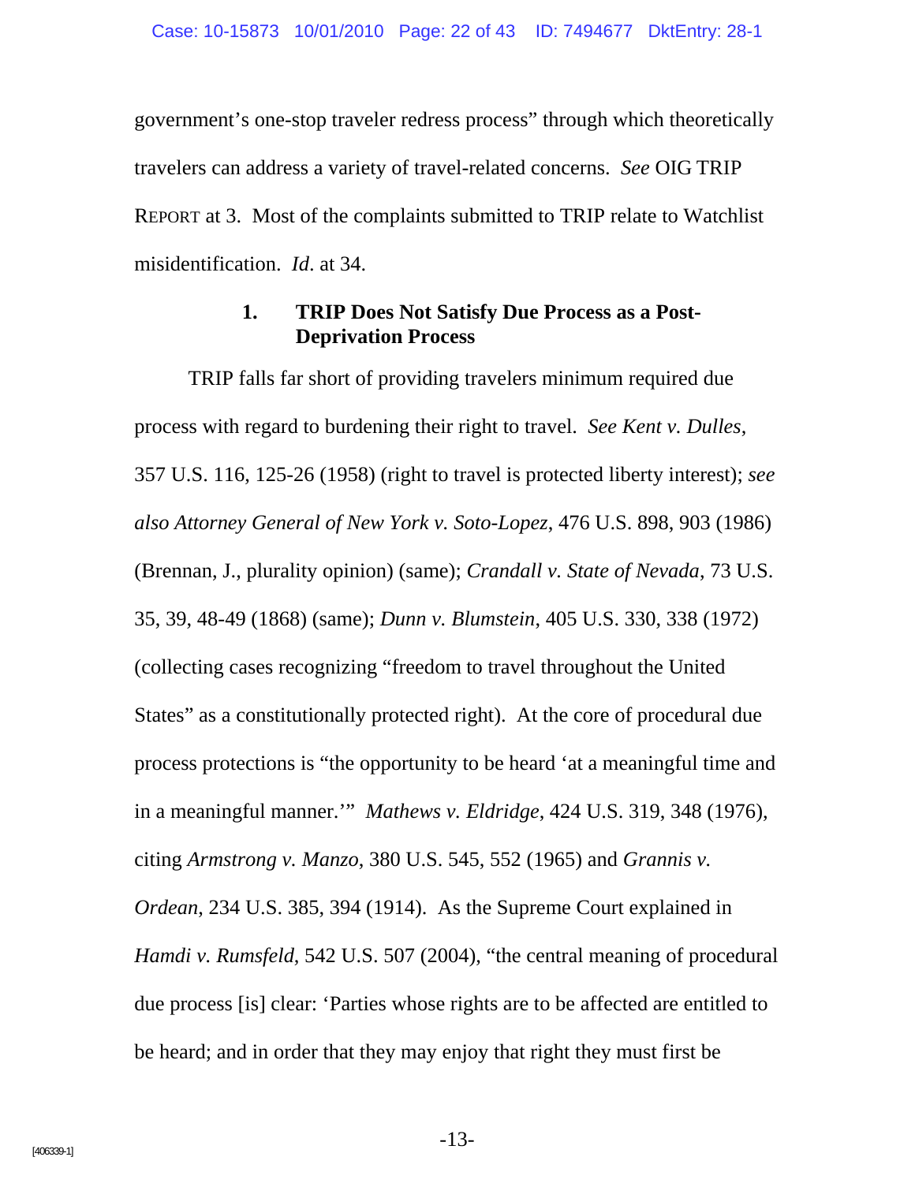government's one-stop traveler redress process" through which theoretically travelers can address a variety of travel-related concerns. *See* OIG TRIP REPORT at 3. Most of the complaints submitted to TRIP relate to Watchlist misidentification. *Id*. at 34.

### 1. TRIP Does Not Satisfy Due Process as a Post-Deprivation Process

TRIP falls far short of providing travelers minimum required due process with regard to burdening their right to travel. *See Kent v. Dulles*, 357 U.S. 116, 125-26 (1958) (right to travel is protected liberty interest); *see also Attorney General of New York v. Soto-Lopez*, 476 U.S. 898, 903 (1986) (Brennan, J., plurality opinion) (same); *Crandall v. State of Nevada*, 73 U.S. 35, 39, 48-49 (1868) (same); *Dunn v. Blumstein*, 405 U.S. 330, 338 (1972) (collecting cases recognizing "freedom to travel throughout the United States" as a constitutionally protected right). At the core of procedural due process protections is "the opportunity to be heard 'at a meaningful time and in a meaningful manner.'" *Mathews v. Eldridge*, 424 U.S. 319, 348 (1976), citing *Armstrong v. Manzo*, 380 U.S. 545, 552 (1965) and *Grannis v. Ordean*, 234 U.S. 385, 394 (1914). As the Supreme Court explained in *Hamdi v. Rumsfeld*, 542 U.S. 507 (2004), "the central meaning of procedural due process [is] clear: 'Parties whose rights are to be affected are entitled to be heard; and in order that they may enjoy that right they must first be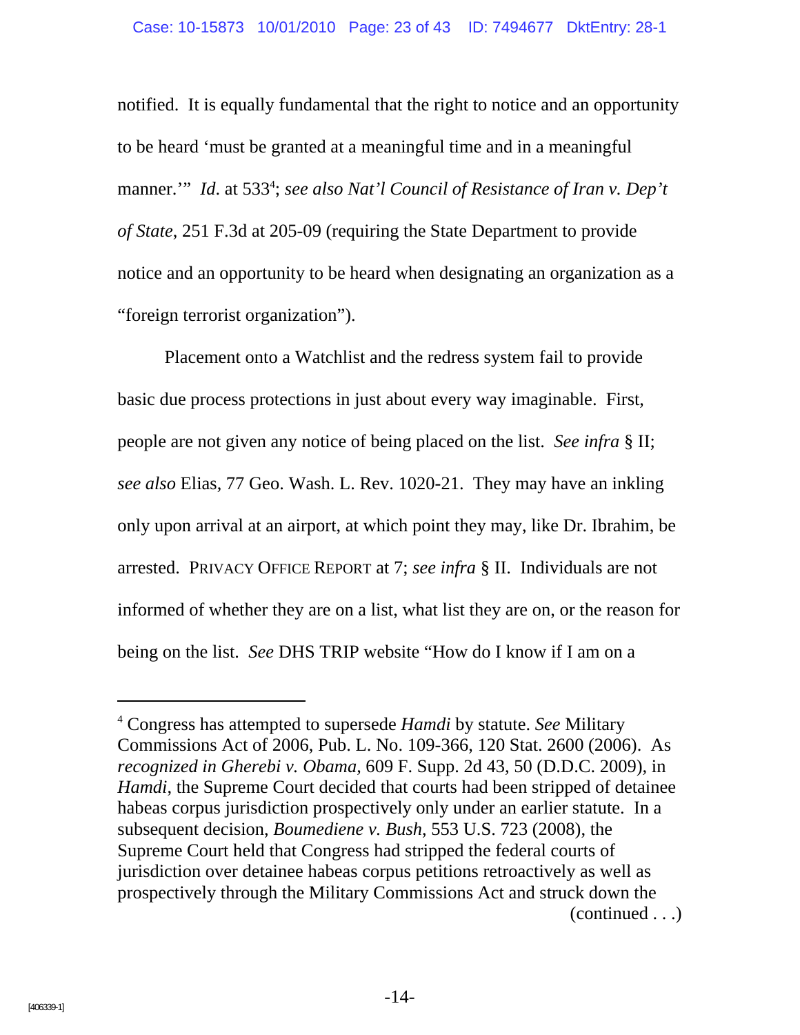notified. It is equally fundamental that the right to notice and an opportunity to be heard 'must be granted at a meaningful time and in a meaningful manner.'" *Id.* at 533[4]; *see also Nat'l Council of Resistance of Iran v. Dep't of State*, 251 F.3d at 205-09 (requiring the State Department to provide notice and an opportunity to be heard when designating an organization as a "foreign terrorist organization").

Placement onto a Watchlist and the redress system fail to provide basic due process protections in just about every way imaginable. First, people are not given any notice of being placed on the list. *See infra* § II; *see also* Elias, 77 Geo. Wash. L. Rev. 1020-21. They may have an inkling only upon arrival at an airport, at which point they may, like Dr. Ibrahim, be arrested. PRIVACY OFFICE REPORT at 7; *see infra* § II. Individuals are not informed of whether they are on a list, what list they are on, or the reason for being on the list. *See* DHS TRIP website "How do I know if I am on a

---

[4] Congress has attempted to supersede *Hamdi* by statute. *See* Military Commissions Act of 2006, Pub. L. No. 109-366, 120 Stat. 2600 (2006). As *recognized in Gherebi v. Obama*, 609 F. Supp. 2d 43, 50 (D.D.C. 2009), in *Hamdi*, the Supreme Court decided that courts had been stripped of detainee habeas corpus jurisdiction prospectively only under an earlier statute. In a subsequent decision, *Boumediene v. Bush*, 553 U.S. 723 (2008), the Supreme Court held that Congress had stripped the federal courts of jurisdiction over detainee habeas corpus petitions retroactively as well as prospectively through the Military Commissions Act and struck down the (continued . . .)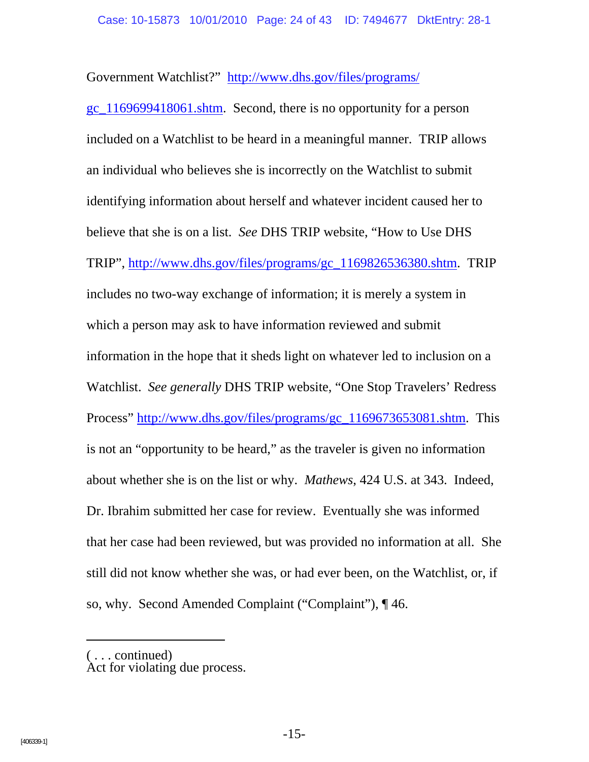Government Watchlist?" http://www.dhs.gov/files/programs/gc_1169699418061.shtm. Second, there is no opportunity for a person included on a Watchlist to be heard in a meaningful manner. TRIP allows an individual who believes she is incorrectly on the Watchlist to submit identifying information about herself and whatever incident caused her to believe that she is on a list. *See* DHS TRIP website, "How to Use DHS TRIP", http://www.dhs.gov/files/programs/gc_1169826536380.shtm. TRIP includes no two-way exchange of information; it is merely a system in which a person may ask to have information reviewed and submit information in the hope that it sheds light on whatever led to inclusion on a Watchlist. *See generally* DHS TRIP website, "One Stop Travelers' Redress Process" http://www.dhs.gov/files/programs/gc_1169673653081.shtm. This is not an "opportunity to be heard," as the traveler is given no information about whether she is on the list or why. *Mathews*, 424 U.S. at 343. Indeed, Dr. Ibrahim submitted her case for review. Eventually she was informed that her case had been reviewed, but was provided no information at all. She still did not know whether she was, or had ever been, on the Watchlist, or, if so, why. Second Amended Complaint ("Complaint"), ¶ 46.

---

( . . . continued)
Act for violating due process.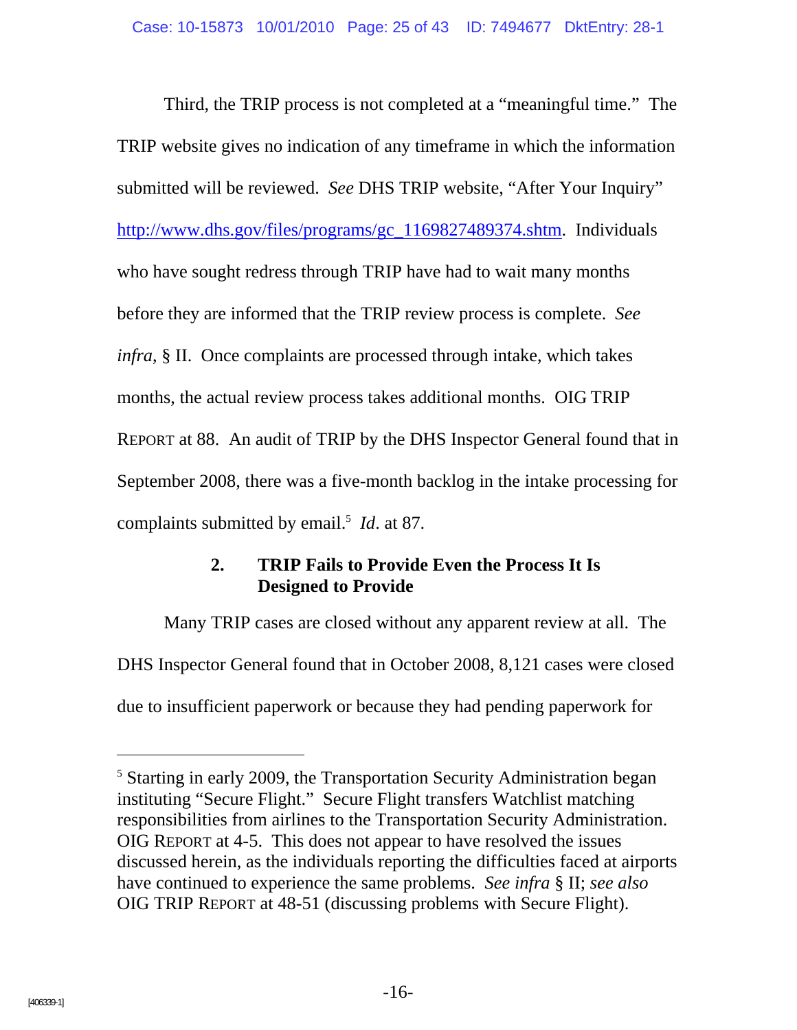Third, the TRIP process is not completed at a "meaningful time." The TRIP website gives no indication of any timeframe in which the information submitted will be reviewed. *See* DHS TRIP website, "After Your Inquiry" http://www.dhs.gov/files/programs/gc_1169827489374.shtm. Individuals who have sought redress through TRIP have had to wait many months before they are informed that the TRIP review process is complete. *See infra*, § II. Once complaints are processed through intake, which takes months, the actual review process takes additional months. OIG TRIP REPORT at 88. An audit of TRIP by the DHS Inspector General found that in September 2008, there was a five-month backlog in the intake processing for complaints submitted by email.[5] *Id*. at 87.

### 2. TRIP Fails to Provide Even the Process It Is Designed to Provide

Many TRIP cases are closed without any apparent review at all. The DHS Inspector General found that in October 2008, 8,121 cases were closed due to insufficient paperwork or because they had pending paperwork for

---

[5] Starting in early 2009, the Transportation Security Administration began instituting "Secure Flight." Secure Flight transfers Watchlist matching responsibilities from airlines to the Transportation Security Administration. OIG REPORT at 4-5. This does not appear to have resolved the issues discussed herein, as the individuals reporting the difficulties faced at airports have continued to experience the same problems. *See infra* § II; *see also* OIG TRIP REPORT at 48-51 (discussing problems with Secure Flight).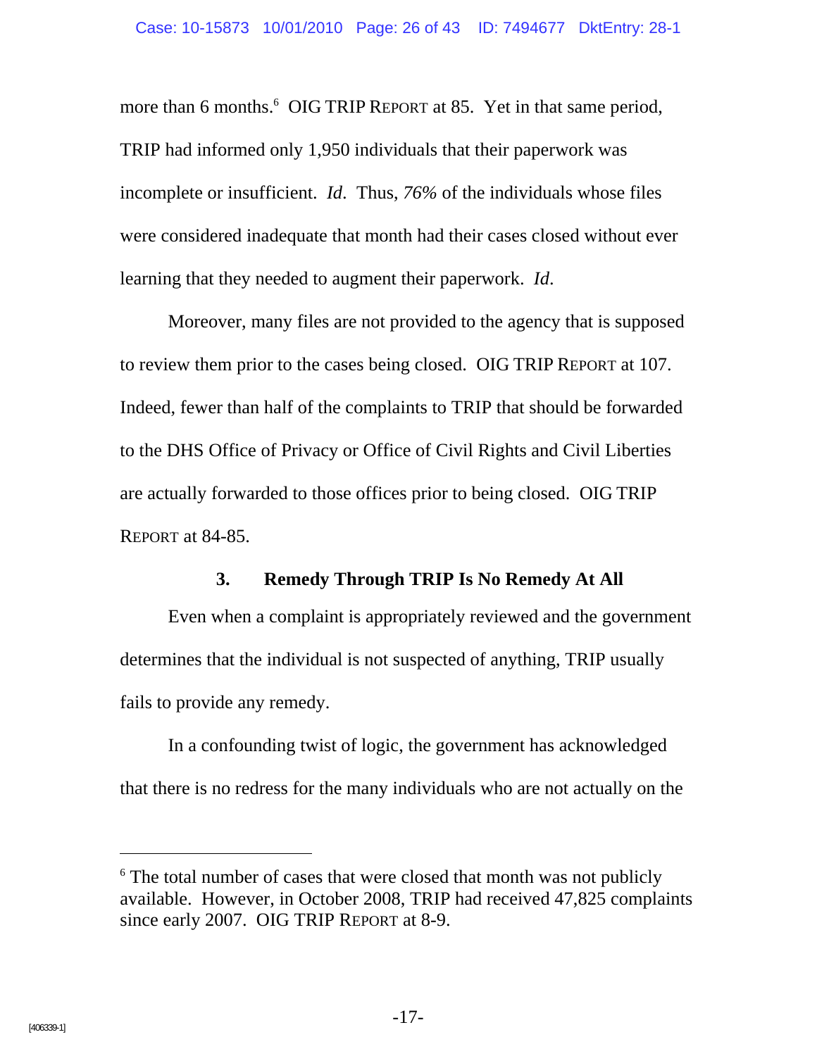more than 6 months.[6] OIG TRIP REPORT at 85. Yet in that same period, TRIP had informed only 1,950 individuals that their paperwork was incomplete or insufficient. *Id*. Thus, *76%* of the individuals whose files were considered inadequate that month had their cases closed without ever learning that they needed to augment their paperwork. *Id*.

Moreover, many files are not provided to the agency that is supposed to review them prior to the cases being closed. OIG TRIP REPORT at 107. Indeed, fewer than half of the complaints to TRIP that should be forwarded to the DHS Office of Privacy or Office of Civil Rights and Civil Liberties are actually forwarded to those offices prior to being closed. OIG TRIP REPORT at 84-85.

### 3. Remedy Through TRIP Is No Remedy At All

Even when a complaint is appropriately reviewed and the government determines that the individual is not suspected of anything, TRIP usually fails to provide any remedy.

In a confounding twist of logic, the government has acknowledged that there is no redress for the many individuals who are not actually on the

---

[6] The total number of cases that were closed that month was not publicly available. However, in October 2008, TRIP had received 47,825 complaints since early 2007. OIG TRIP REPORT at 8-9.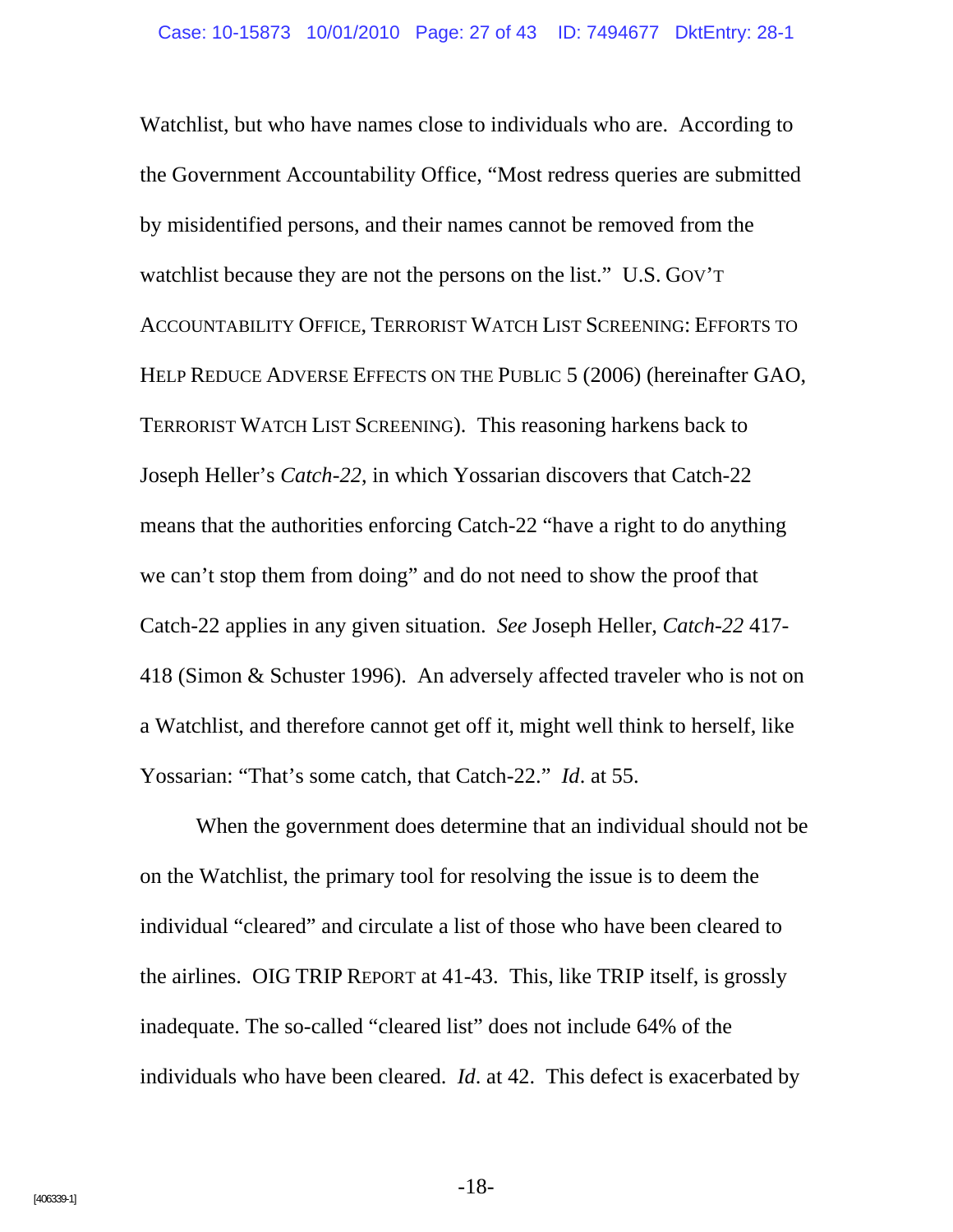Watchlist, but who have names close to individuals who are. According to the Government Accountability Office, "Most redress queries are submitted by misidentified persons, and their names cannot be removed from the watchlist because they are not the persons on the list." U.S. GOV'T ACCOUNTABILITY OFFICE, TERRORIST WATCH LIST SCREENING: EFFORTS TO HELP REDUCE ADVERSE EFFECTS ON THE PUBLIC 5 (2006) (hereinafter GAO, TERRORIST WATCH LIST SCREENING). This reasoning harkens back to Joseph Heller's *Catch-22*, in which Yossarian discovers that Catch-22 means that the authorities enforcing Catch-22 "have a right to do anything we can't stop them from doing" and do not need to show the proof that Catch-22 applies in any given situation. *See* Joseph Heller, *Catch-22* 417-418 (Simon & Schuster 1996). An adversely affected traveler who is not on a Watchlist, and therefore cannot get off it, might well think to herself, like Yossarian: "That's some catch, that Catch-22." *Id*. at 55.

When the government does determine that an individual should not be on the Watchlist, the primary tool for resolving the issue is to deem the individual "cleared" and circulate a list of those who have been cleared to the airlines. OIG TRIP REPORT at 41-43. This, like TRIP itself, is grossly inadequate. The so-called "cleared list" does not include 64% of the individuals who have been cleared. *Id*. at 42. This defect is exacerbated by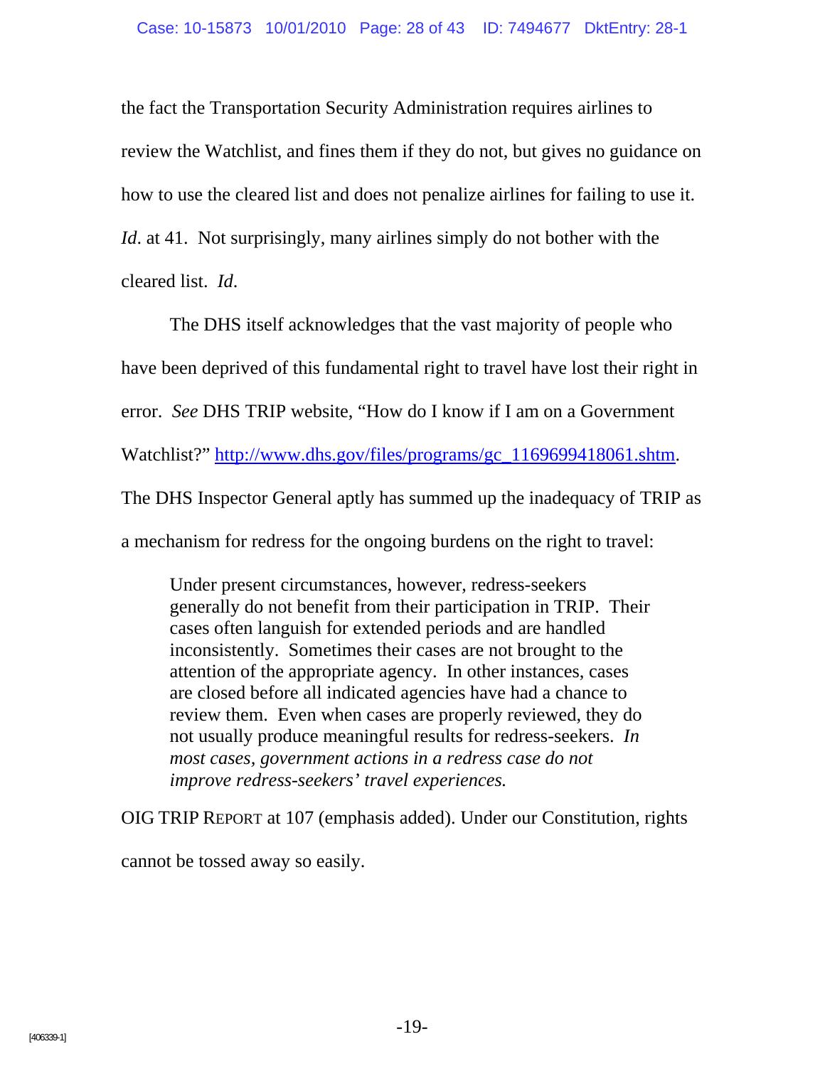the fact the Transportation Security Administration requires airlines to review the Watchlist, and fines them if they do not, but gives no guidance on how to use the cleared list and does not penalize airlines for failing to use it. *Id*. at 41. Not surprisingly, many airlines simply do not bother with the cleared list. *Id*.

The DHS itself acknowledges that the vast majority of people who have been deprived of this fundamental right to travel have lost their right in error. *See* DHS TRIP website, "How do I know if I am on a Government Watchlist?" http://www.dhs.gov/files/programs/gc_1169699418061.shtm. The DHS Inspector General aptly has summed up the inadequacy of TRIP as a mechanism for redress for the ongoing burdens on the right to travel:

> Under present circumstances, however, redress-seekers generally do not benefit from their participation in TRIP. Their cases often languish for extended periods and are handled inconsistently. Sometimes their cases are not brought to the attention of the appropriate agency. In other instances, cases are closed before all indicated agencies have had a chance to review them. Even when cases are properly reviewed, they do not usually produce meaningful results for redress-seekers. *In most cases, government actions in a redress case do not improve redress-seekers' travel experiences.*

OIG TRIP REPORT at 107 (emphasis added). Under our Constitution, rights cannot be tossed away so easily.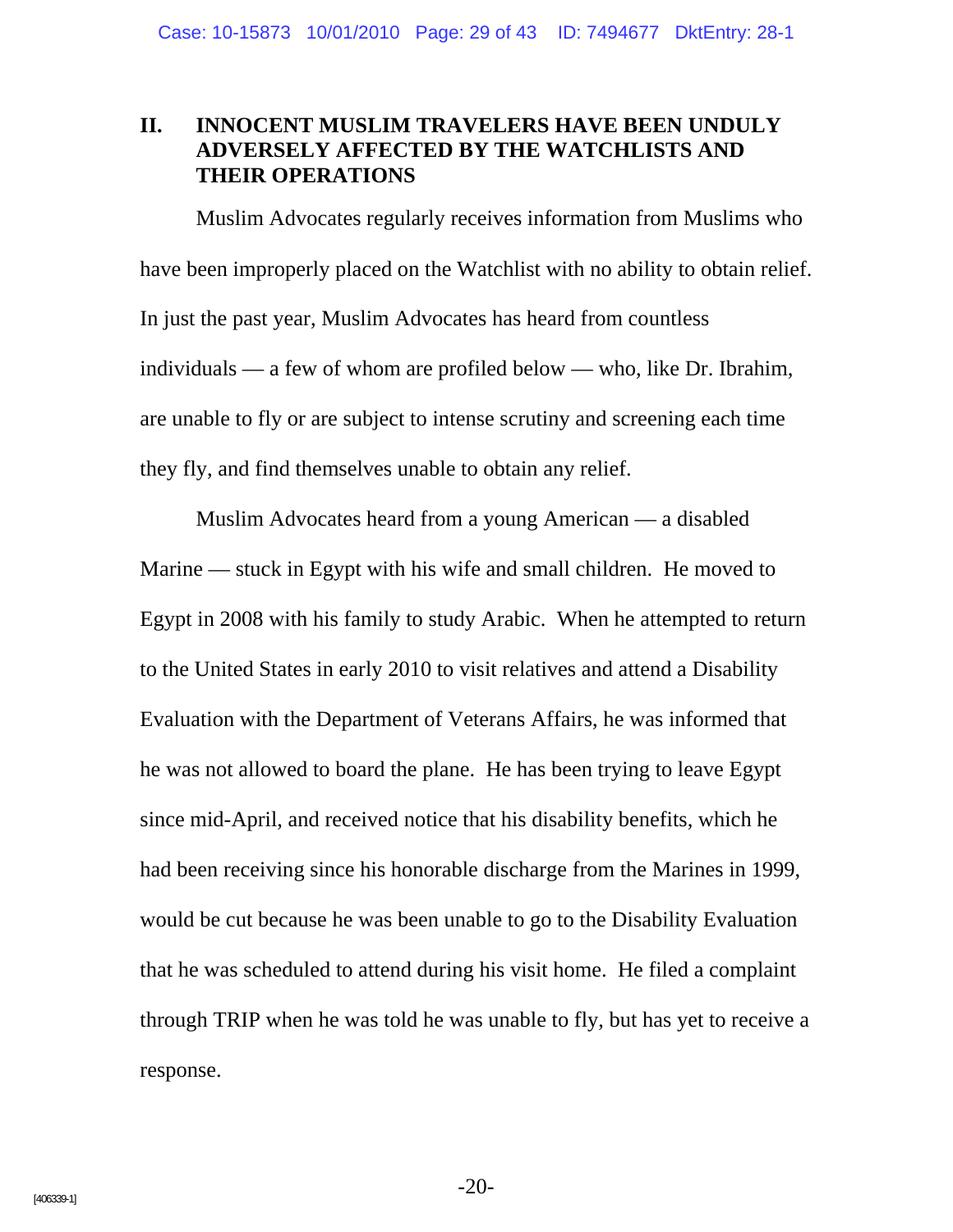## II. INNOCENT MUSLIM TRAVELERS HAVE BEEN UNDULY ADVERSELY AFFECTED BY THE WATCHLISTS AND THEIR OPERATIONS

Muslim Advocates regularly receives information from Muslims who have been improperly placed on the Watchlist with no ability to obtain relief. In just the past year, Muslim Advocates has heard from countless individuals — a few of whom are profiled below — who, like Dr. Ibrahim, are unable to fly or are subject to intense scrutiny and screening each time they fly, and find themselves unable to obtain any relief.

Muslim Advocates heard from a young American — a disabled Marine — stuck in Egypt with his wife and small children. He moved to Egypt in 2008 with his family to study Arabic. When he attempted to return to the United States in early 2010 to visit relatives and attend a Disability Evaluation with the Department of Veterans Affairs, he was informed that he was not allowed to board the plane. He has been trying to leave Egypt since mid-April, and received notice that his disability benefits, which he had been receiving since his honorable discharge from the Marines in 1999, would be cut because he was been unable to go to the Disability Evaluation that he was scheduled to attend during his visit home. He filed a complaint through TRIP when he was told he was unable to fly, but has yet to receive a response.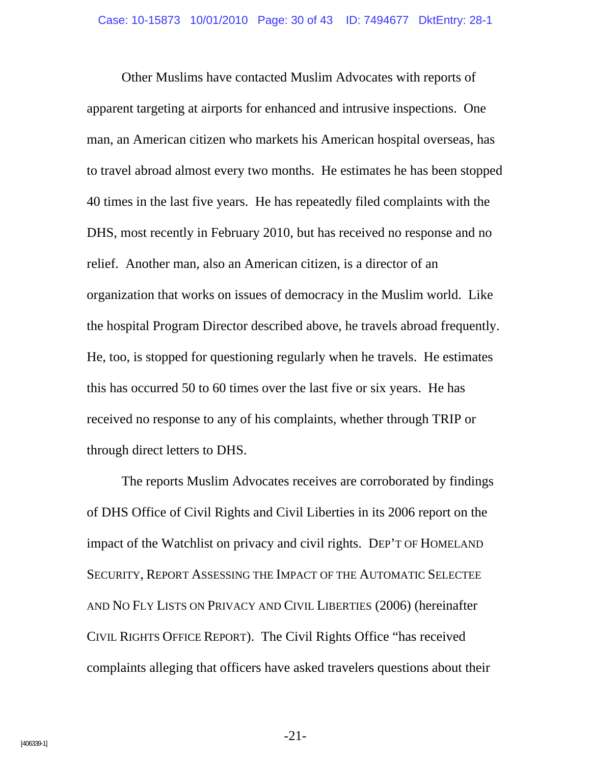Other Muslims have contacted Muslim Advocates with reports of apparent targeting at airports for enhanced and intrusive inspections. One man, an American citizen who markets his American hospital overseas, has to travel abroad almost every two months. He estimates he has been stopped 40 times in the last five years. He has repeatedly filed complaints with the DHS, most recently in February 2010, but has received no response and no relief. Another man, also an American citizen, is a director of an organization that works on issues of democracy in the Muslim world. Like the hospital Program Director described above, he travels abroad frequently. He, too, is stopped for questioning regularly when he travels. He estimates this has occurred 50 to 60 times over the last five or six years. He has received no response to any of his complaints, whether through TRIP or through direct letters to DHS.

The reports Muslim Advocates receives are corroborated by findings of DHS Office of Civil Rights and Civil Liberties in its 2006 report on the impact of the Watchlist on privacy and civil rights. DEP'T OF HOMELAND SECURITY, REPORT ASSESSING THE IMPACT OF THE AUTOMATIC SELECTEE AND NO FLY LISTS ON PRIVACY AND CIVIL LIBERTIES (2006) (hereinafter CIVIL RIGHTS OFFICE REPORT). The Civil Rights Office "has received complaints alleging that officers have asked travelers questions about their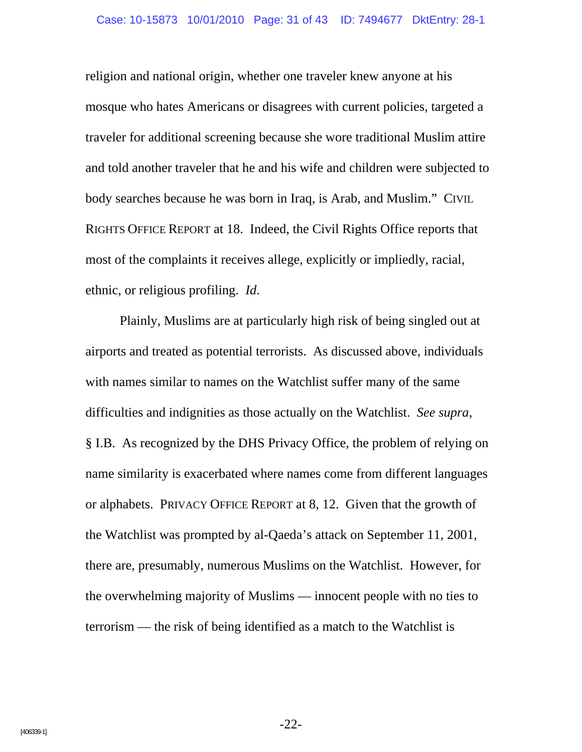religion and national origin, whether one traveler knew anyone at his mosque who hates Americans or disagrees with current policies, targeted a traveler for additional screening because she wore traditional Muslim attire and told another traveler that he and his wife and children were subjected to body searches because he was born in Iraq, is Arab, and Muslim." CIVIL RIGHTS OFFICE REPORT at 18. Indeed, the Civil Rights Office reports that most of the complaints it receives allege, explicitly or impliedly, racial, ethnic, or religious profiling. *Id*.

Plainly, Muslims are at particularly high risk of being singled out at airports and treated as potential terrorists. As discussed above, individuals with names similar to names on the Watchlist suffer many of the same difficulties and indignities as those actually on the Watchlist. *See supra*, § I.B. As recognized by the DHS Privacy Office, the problem of relying on name similarity is exacerbated where names come from different languages or alphabets. PRIVACY OFFICE REPORT at 8, 12. Given that the growth of the Watchlist was prompted by al-Qaeda's attack on September 11, 2001, there are, presumably, numerous Muslims on the Watchlist. However, for the overwhelming majority of Muslims — innocent people with no ties to terrorism — the risk of being identified as a match to the Watchlist is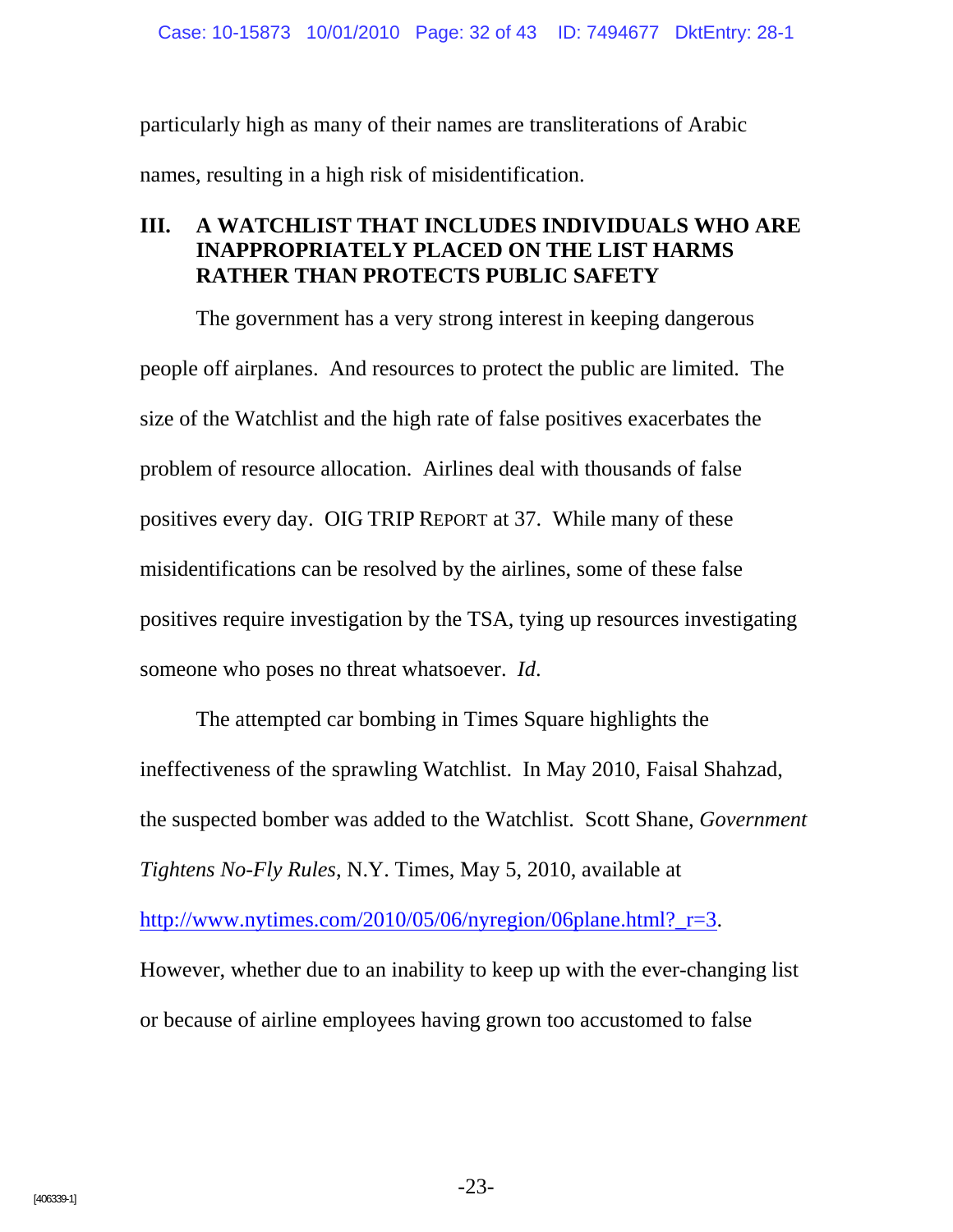particularly high as many of their names are transliterations of Arabic names, resulting in a high risk of misidentification.

## III. A WATCHLIST THAT INCLUDES INDIVIDUALS WHO ARE INAPPROPRIATELY PLACED ON THE LIST HARMS RATHER THAN PROTECTS PUBLIC SAFETY

The government has a very strong interest in keeping dangerous people off airplanes. And resources to protect the public are limited. The size of the Watchlist and the high rate of false positives exacerbates the problem of resource allocation. Airlines deal with thousands of false positives every day. OIG TRIP REPORT at 37. While many of these misidentifications can be resolved by the airlines, some of these false positives require investigation by the TSA, tying up resources investigating someone who poses no threat whatsoever. *Id*.

The attempted car bombing in Times Square highlights the ineffectiveness of the sprawling Watchlist. In May 2010, Faisal Shahzad, the suspected bomber was added to the Watchlist. Scott Shane, *Government Tightens No-Fly Rules*, N.Y. Times, May 5, 2010, available at http://www.nytimes.com/2010/05/06/nyregion/06plane.html?_r=3. However, whether due to an inability to keep up with the ever-changing list or because of airline employees having grown too accustomed to false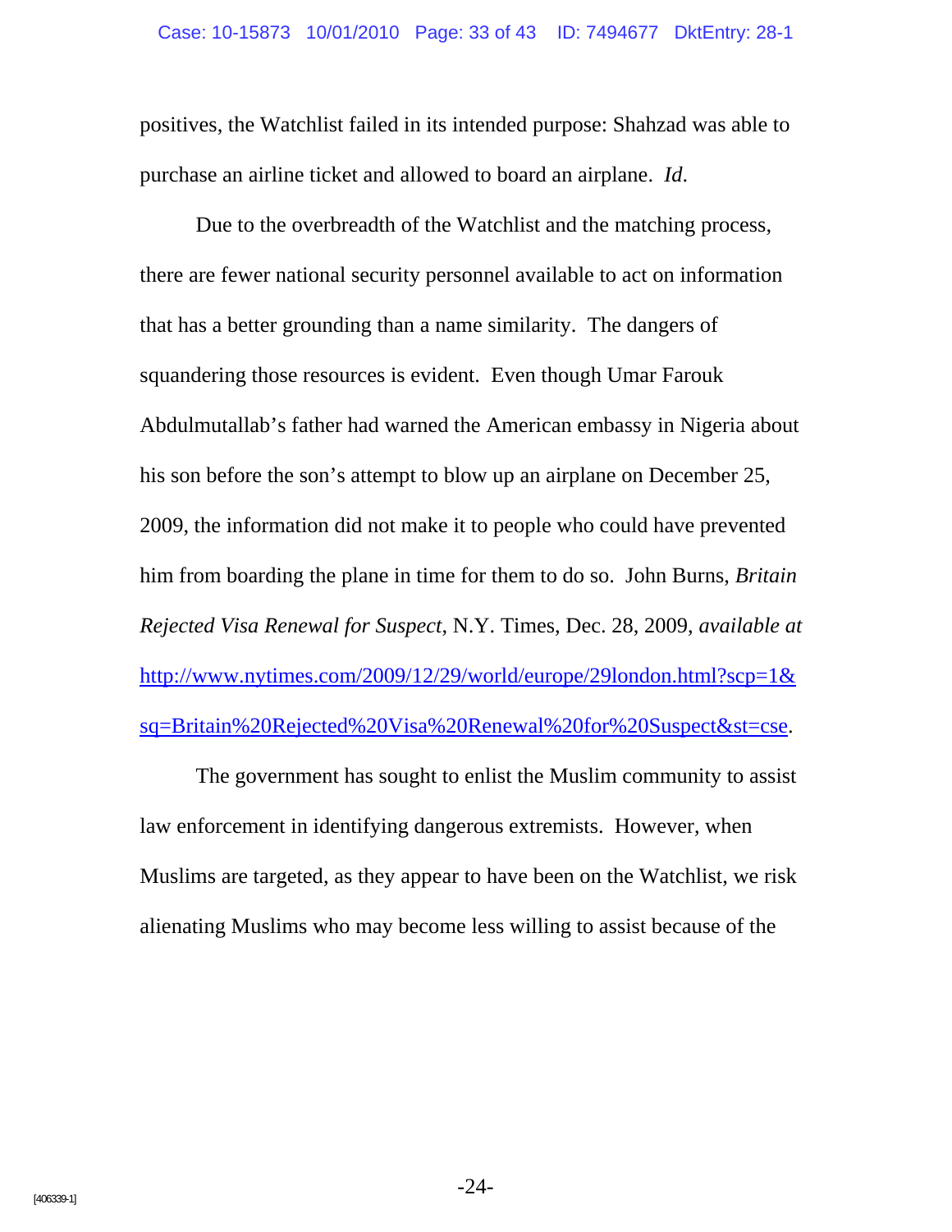positives, the Watchlist failed in its intended purpose: Shahzad was able to purchase an airline ticket and allowed to board an airplane. *Id*.

Due to the overbreadth of the Watchlist and the matching process, there are fewer national security personnel available to act on information that has a better grounding than a name similarity. The dangers of squandering those resources is evident. Even though Umar Farouk Abdulmutallab's father had warned the American embassy in Nigeria about his son before the son's attempt to blow up an airplane on December 25, 2009, the information did not make it to people who could have prevented him from boarding the plane in time for them to do so. John Burns, *Britain Rejected Visa Renewal for Suspect*, N.Y. Times, Dec. 28, 2009, *available at* http://www.nytimes.com/2009/12/29/world/europe/29london.html?scp=1&sq=Britain%20Rejected%20Visa%20Renewal%20for%20Suspect&st=cse.

The government has sought to enlist the Muslim community to assist law enforcement in identifying dangerous extremists. However, when Muslims are targeted, as they appear to have been on the Watchlist, we risk alienating Muslims who may become less willing to assist because of the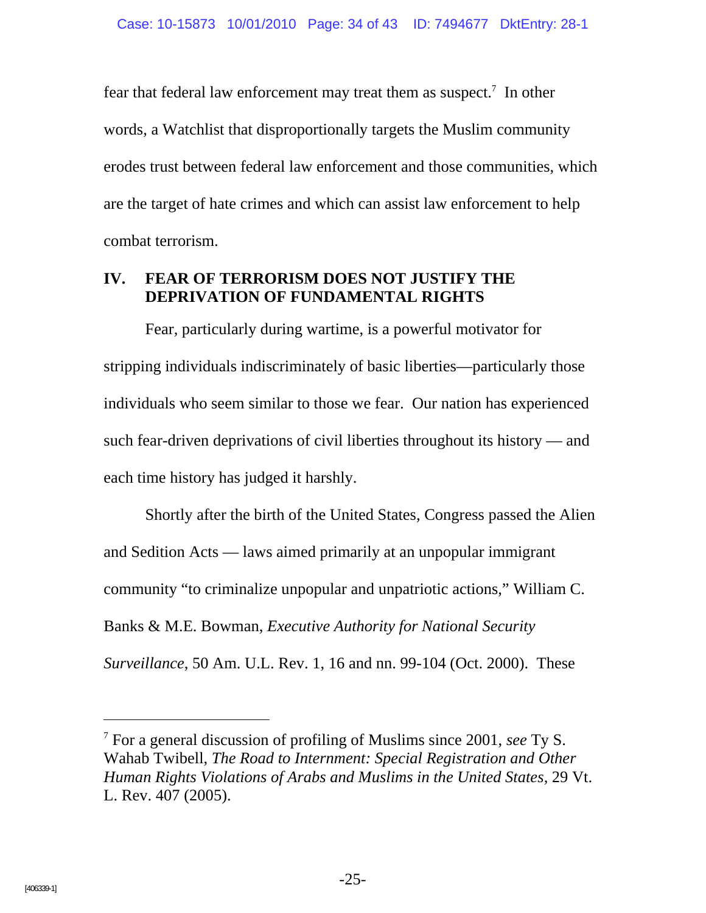fear that federal law enforcement may treat them as suspect.[7] In other words, a Watchlist that disproportionally targets the Muslim community erodes trust between federal law enforcement and those communities, which are the target of hate crimes and which can assist law enforcement to help combat terrorism.

## IV. FEAR OF TERRORISM DOES NOT JUSTIFY THE DEPRIVATION OF FUNDAMENTAL RIGHTS

Fear, particularly during wartime, is a powerful motivator for stripping individuals indiscriminately of basic liberties—particularly those individuals who seem similar to those we fear. Our nation has experienced such fear-driven deprivations of civil liberties throughout its history — and each time history has judged it harshly.

Shortly after the birth of the United States, Congress passed the Alien and Sedition Acts — laws aimed primarily at an unpopular immigrant community "to criminalize unpopular and unpatriotic actions," William C. Banks & M.E. Bowman, *Executive Authority for National Security Surveillance*, 50 Am. U.L. Rev. 1, 16 and nn. 99-104 (Oct. 2000). These

---

[7] For a general discussion of profiling of Muslims since 2001, *see* Ty S. Wahab Twibell, *The Road to Internment: Special Registration and Other Human Rights Violations of Arabs and Muslims in the United States*, 29 Vt. L. Rev. 407 (2005).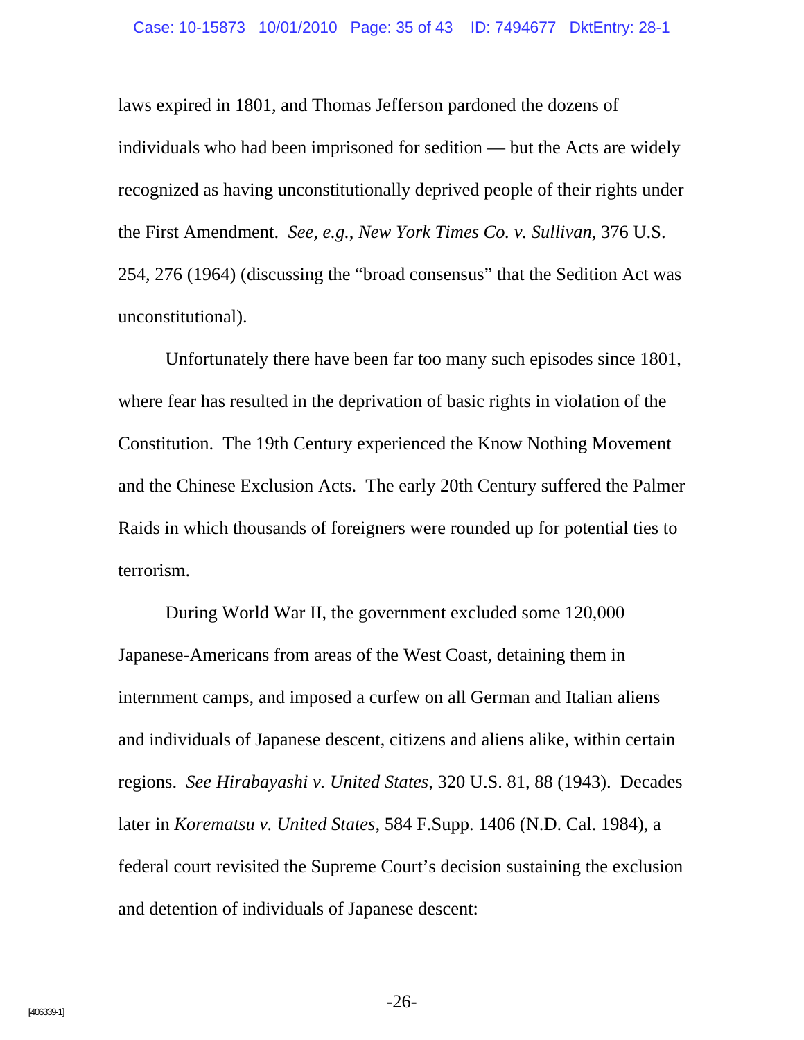laws expired in 1801, and Thomas Jefferson pardoned the dozens of individuals who had been imprisoned for sedition — but the Acts are widely recognized as having unconstitutionally deprived people of their rights under the First Amendment. *See, e.g.*, *New York Times Co. v. Sullivan*, 376 U.S. 254, 276 (1964) (discussing the "broad consensus" that the Sedition Act was unconstitutional).

Unfortunately there have been far too many such episodes since 1801, where fear has resulted in the deprivation of basic rights in violation of the Constitution. The 19th Century experienced the Know Nothing Movement and the Chinese Exclusion Acts. The early 20th Century suffered the Palmer Raids in which thousands of foreigners were rounded up for potential ties to terrorism.

During World War II, the government excluded some 120,000 Japanese-Americans from areas of the West Coast, detaining them in internment camps, and imposed a curfew on all German and Italian aliens and individuals of Japanese descent, citizens and aliens alike, within certain regions. *See Hirabayashi v. United States*, 320 U.S. 81, 88 (1943). Decades later in *Korematsu v. United States*, 584 F.Supp. 1406 (N.D. Cal. 1984), a federal court revisited the Supreme Court's decision sustaining the exclusion and detention of individuals of Japanese descent: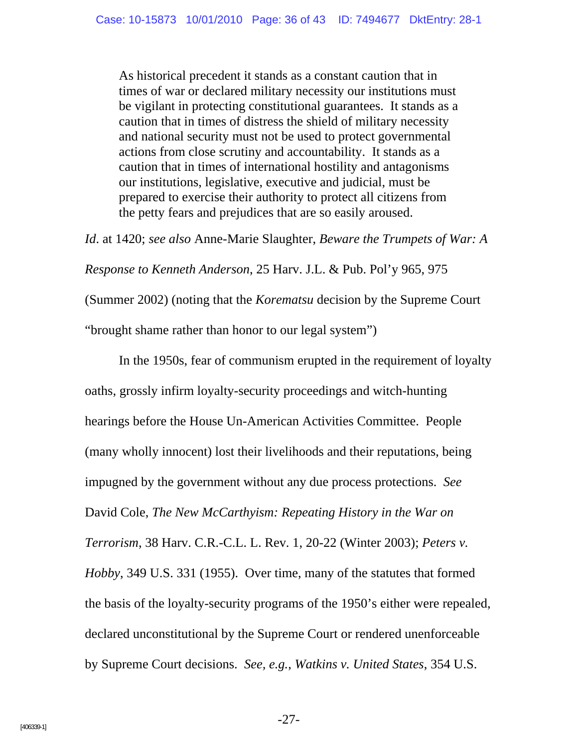> As historical precedent it stands as a constant caution that in times of war or declared military necessity our institutions must be vigilant in protecting constitutional guarantees. It stands as a caution that in times of distress the shield of military necessity and national security must not be used to protect governmental actions from close scrutiny and accountability. It stands as a caution that in times of international hostility and antagonisms our institutions, legislative, executive and judicial, must be prepared to exercise their authority to protect all citizens from the petty fears and prejudices that are so easily aroused.

*Id*. at 1420; *see also* Anne-Marie Slaughter, *Beware the Trumpets of War: A Response to Kenneth Anderson*, 25 Harv. J.L. & Pub. Pol'y 965, 975 (Summer 2002) (noting that the *Korematsu* decision by the Supreme Court "brought shame rather than honor to our legal system")

In the 1950s, fear of communism erupted in the requirement of loyalty oaths, grossly infirm loyalty-security proceedings and witch-hunting hearings before the House Un-American Activities Committee. People (many wholly innocent) lost their livelihoods and their reputations, being impugned by the government without any due process protections. *See* David Cole, *The New McCarthyism: Repeating History in the War on Terrorism*, 38 Harv. C.R.-C.L. L. Rev. 1, 20-22 (Winter 2003); *Peters v. Hobby*, 349 U.S. 331 (1955). Over time, many of the statutes that formed the basis of the loyalty-security programs of the 1950's either were repealed, declared unconstitutional by the Supreme Court or rendered unenforceable by Supreme Court decisions. *See, e.g., Watkins v. United States*, 354 U.S.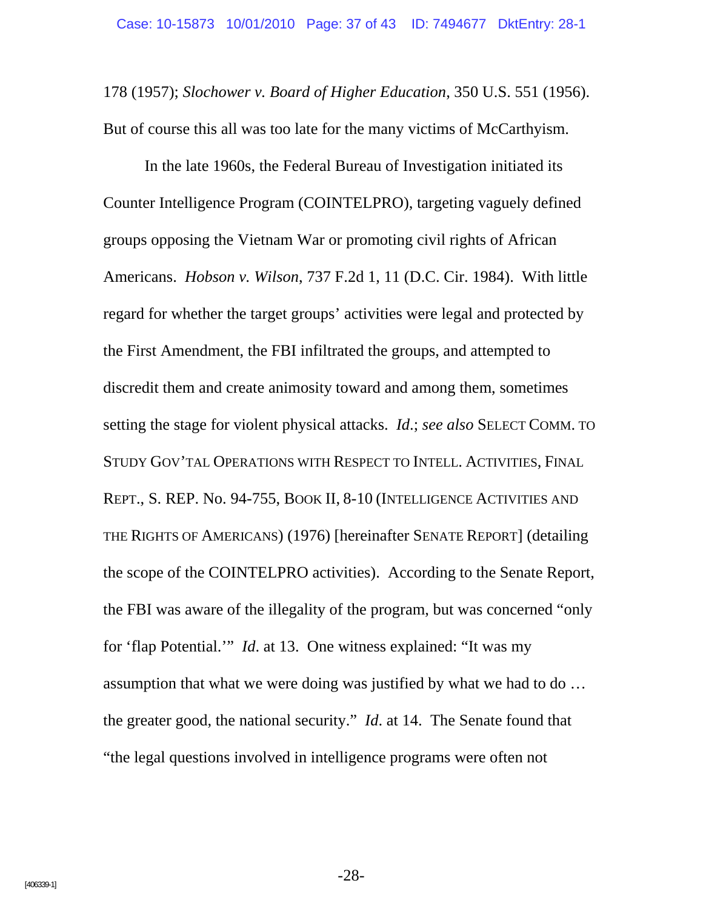178 (1957); *Slochower v. Board of Higher Education*, 350 U.S. 551 (1956). But of course this all was too late for the many victims of McCarthyism.

In the late 1960s, the Federal Bureau of Investigation initiated its Counter Intelligence Program (COINTELPRO), targeting vaguely defined groups opposing the Vietnam War or promoting civil rights of African Americans. *Hobson v. Wilson*, 737 F.2d 1, 11 (D.C. Cir. 1984). With little regard for whether the target groups' activities were legal and protected by the First Amendment, the FBI infiltrated the groups, and attempted to discredit them and create animosity toward and among them, sometimes setting the stage for violent physical attacks. *Id.*; *see also* SELECT COMM. TO STUDY GOV'TAL OPERATIONS WITH RESPECT TO INTELL. ACTIVITIES, FINAL REPT., S. REP. No. 94-755, BOOK II, 8-10 (INTELLIGENCE ACTIVITIES AND THE RIGHTS OF AMERICANS) (1976) [hereinafter SENATE REPORT] (detailing the scope of the COINTELPRO activities). According to the Senate Report, the FBI was aware of the illegality of the program, but was concerned "only for 'flap Potential.'" *Id.* at 13. One witness explained: "It was my assumption that what we were doing was justified by what we had to do … the greater good, the national security." *Id.* at 14. The Senate found that "the legal questions involved in intelligence programs were often not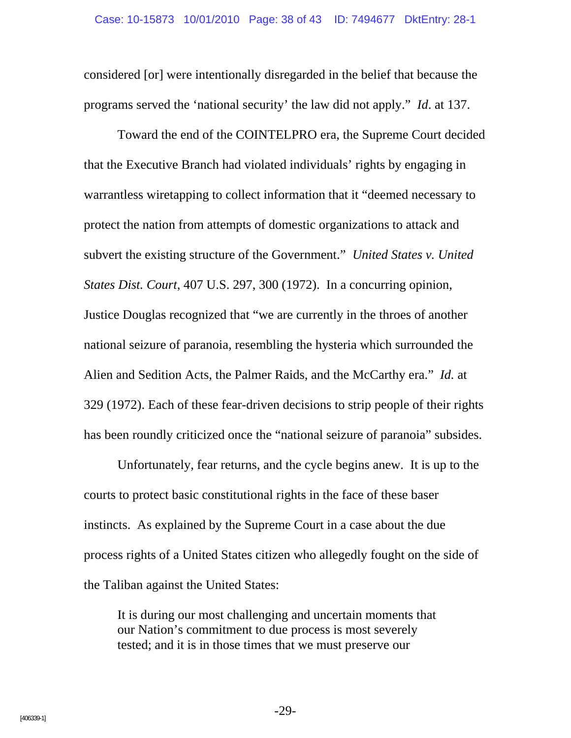considered [or] were intentionally disregarded in the belief that because the programs served the 'national security' the law did not apply." *Id*. at 137.

Toward the end of the COINTELPRO era, the Supreme Court decided that the Executive Branch had violated individuals' rights by engaging in warrantless wiretapping to collect information that it "deemed necessary to protect the nation from attempts of domestic organizations to attack and subvert the existing structure of the Government." *United States v. United States Dist. Court*, 407 U.S. 297, 300 (1972). In a concurring opinion, Justice Douglas recognized that "we are currently in the throes of another national seizure of paranoia, resembling the hysteria which surrounded the Alien and Sedition Acts, the Palmer Raids, and the McCarthy era." *Id.* at 329 (1972). Each of these fear-driven decisions to strip people of their rights has been roundly criticized once the "national seizure of paranoia" subsides.

Unfortunately, fear returns, and the cycle begins anew. It is up to the courts to protect basic constitutional rights in the face of these baser instincts. As explained by the Supreme Court in a case about the due process rights of a United States citizen who allegedly fought on the side of the Taliban against the United States:

> It is during our most challenging and uncertain moments that our Nation's commitment to due process is most severely tested; and it is in those times that we must preserve our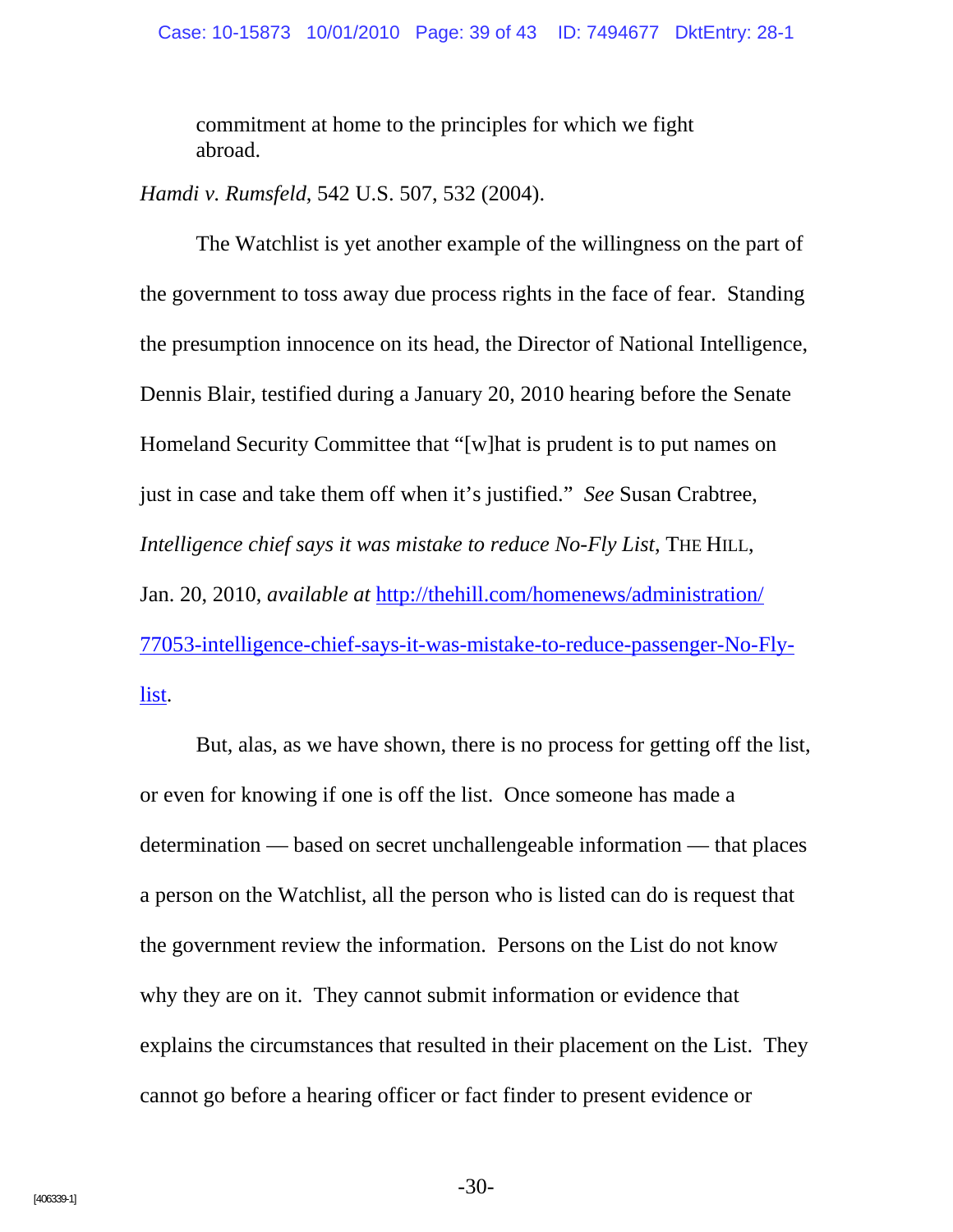> commitment at home to the principles for which we fight abroad.

*Hamdi v. Rumsfeld*, 542 U.S. 507, 532 (2004).

The Watchlist is yet another example of the willingness on the part of the government to toss away due process rights in the face of fear. Standing the presumption innocence on its head, the Director of National Intelligence, Dennis Blair, testified during a January 20, 2010 hearing before the Senate Homeland Security Committee that "[w]hat is prudent is to put names on just in case and take them off when it's justified." *See* Susan Crabtree, *Intelligence chief says it was mistake to reduce No-Fly List*, THE HILL, Jan. 20, 2010, *available at* [http://thehill.com/homenews/administration/77053-intelligence-chief-says-it-was-mistake-to-reduce-passenger-No-Fly-list](http://thehill.com/homenews/administration/77053-intelligence-chief-says-it-was-mistake-to-reduce-passenger-No-Fly-list).

But, alas, as we have shown, there is no process for getting off the list, or even for knowing if one is off the list. Once someone has made a determination — based on secret unchallengeable information — that places a person on the Watchlist, all the person who is listed can do is request that the government review the information. Persons on the List do not know why they are on it. They cannot submit information or evidence that explains the circumstances that resulted in their placement on the List. They cannot go before a hearing officer or fact finder to present evidence or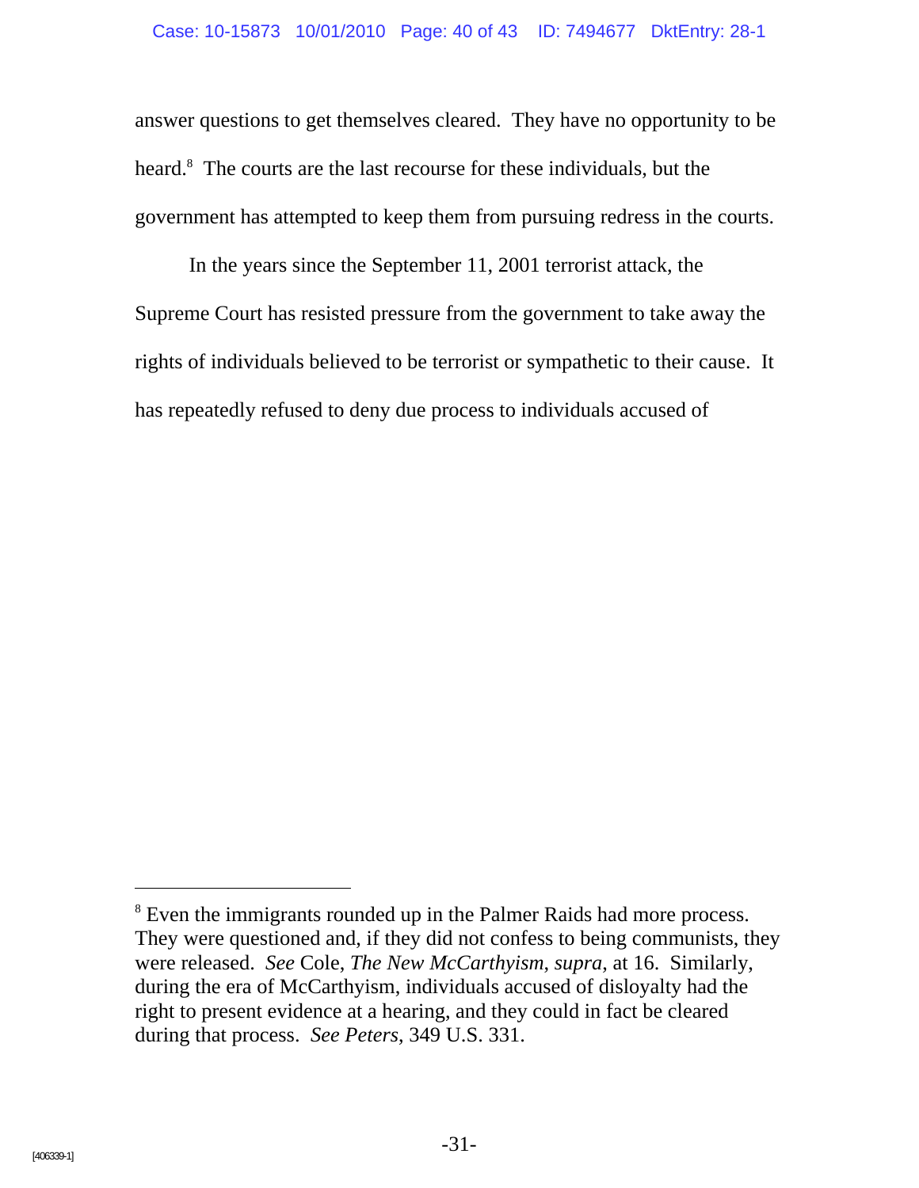answer questions to get themselves cleared. They have no opportunity to be heard.[8] The courts are the last recourse for these individuals, but the government has attempted to keep them from pursuing redress in the courts.

In the years since the September 11, 2001 terrorist attack, the Supreme Court has resisted pressure from the government to take away the rights of individuals believed to be terrorist or sympathetic to their cause. It has repeatedly refused to deny due process to individuals accused of

---

[8] Even the immigrants rounded up in the Palmer Raids had more process. They were questioned and, if they did not confess to being communists, they were released. *See* Cole, *The New McCarthyism*, *supra*, at 16. Similarly, during the era of McCarthyism, individuals accused of disloyalty had the right to present evidence at a hearing, and they could in fact be cleared during that process. *See Peters*, 349 U.S. 331.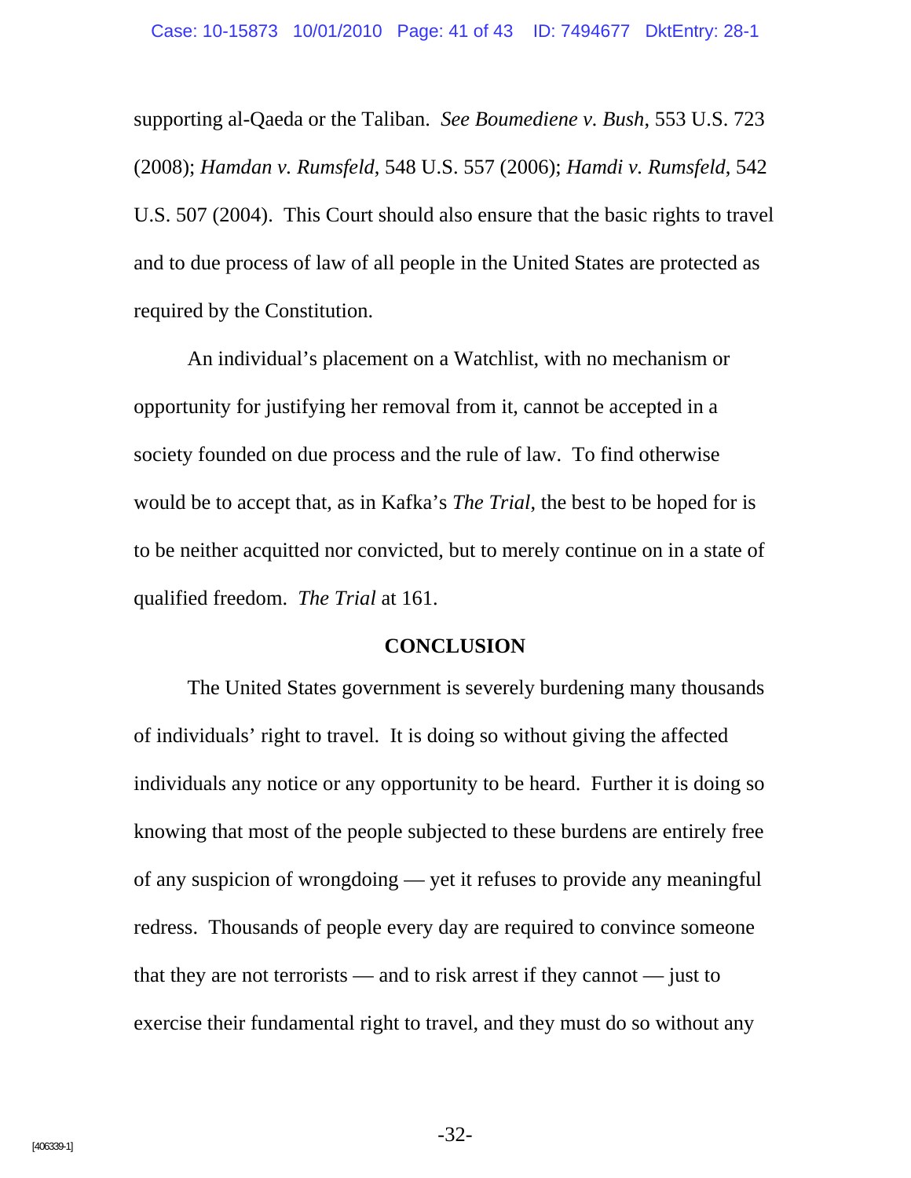supporting al-Qaeda or the Taliban. *See Boumediene v. Bush*, 553 U.S. 723 (2008); *Hamdan v. Rumsfeld*, 548 U.S. 557 (2006); *Hamdi v. Rumsfeld*, 542 U.S. 507 (2004). This Court should also ensure that the basic rights to travel and to due process of law of all people in the United States are protected as required by the Constitution.

An individual's placement on a Watchlist, with no mechanism or opportunity for justifying her removal from it, cannot be accepted in a society founded on due process and the rule of law. To find otherwise would be to accept that, as in Kafka's *The Trial*, the best to be hoped for is to be neither acquitted nor convicted, but to merely continue on in a state of qualified freedom. *The Trial* at 161.

## CONCLUSION

The United States government is severely burdening many thousands of individuals' right to travel. It is doing so without giving the affected individuals any notice or any opportunity to be heard. Further it is doing so knowing that most of the people subjected to these burdens are entirely free of any suspicion of wrongdoing — yet it refuses to provide any meaningful redress. Thousands of people every day are required to convince someone that they are not terrorists — and to risk arrest if they cannot — just to exercise their fundamental right to travel, and they must do so without any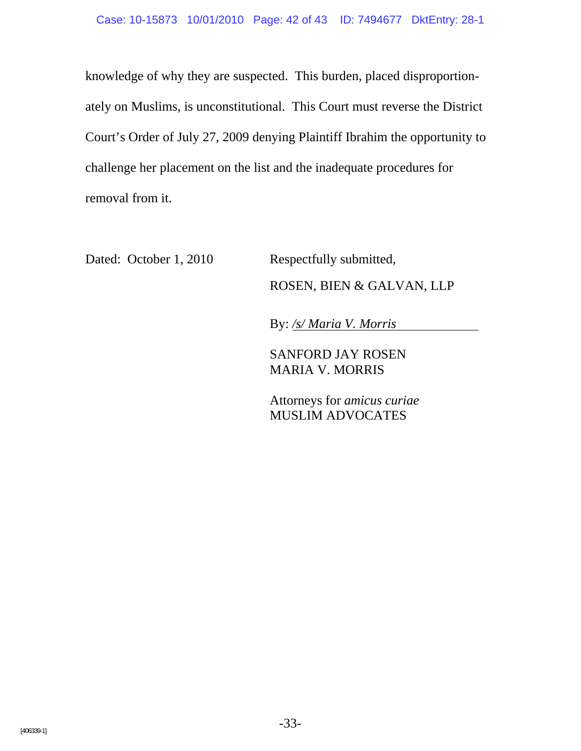knowledge of why they are suspected. This burden, placed disproportionately on Muslims, is unconstitutional. This Court must reverse the District Court's Order of July 27, 2009 denying Plaintiff Ibrahim the opportunity to challenge her placement on the list and the inadequate procedures for removal from it.

Dated: October 1, 2010

Respectfully submitted,

ROSEN, BIEN & GALVAN, LLP

By: */s/ Maria V. Morris*

SANFORD JAY ROSEN
MARIA V. MORRIS

Attorneys for *amicus curiae*
MUSLIM ADVOCATES

[406339-1]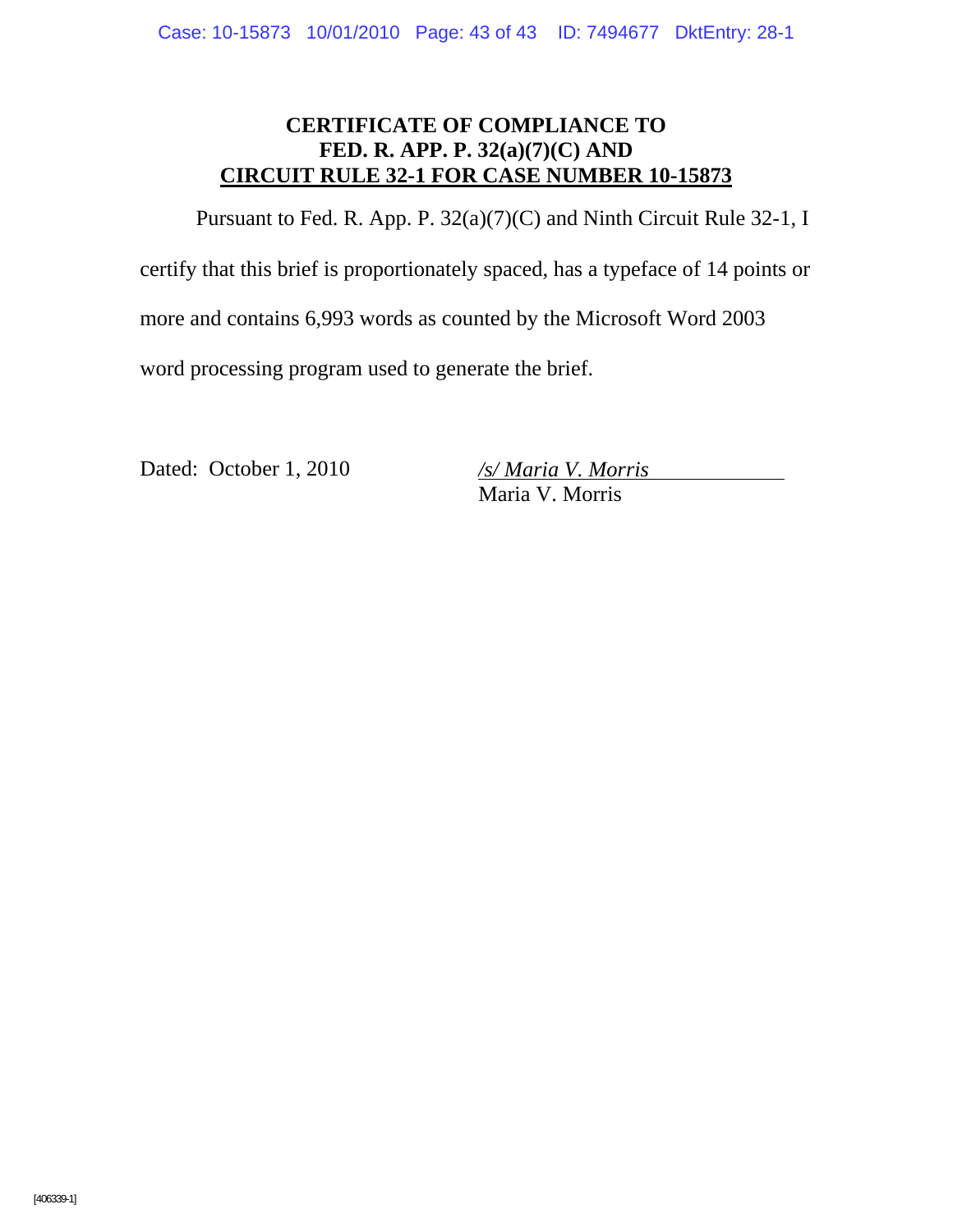**CERTIFICATE OF COMPLIANCE TO FED. R. APP. P. 32(a)(7)(C) AND CIRCUIT RULE 32-1 FOR CASE NUMBER 10-15873**

Pursuant to Fed. R. App. P. 32(a)(7)(C) and Ninth Circuit Rule 32-1, I certify that this brief is proportionately spaced, has a typeface of 14 points or more and contains 6,993 words as counted by the Microsoft Word 2003 word processing program used to generate the brief.

Dated: October 1, 2010

*/s/ Maria V. Morris*
Maria V. Morris

[406339-1]